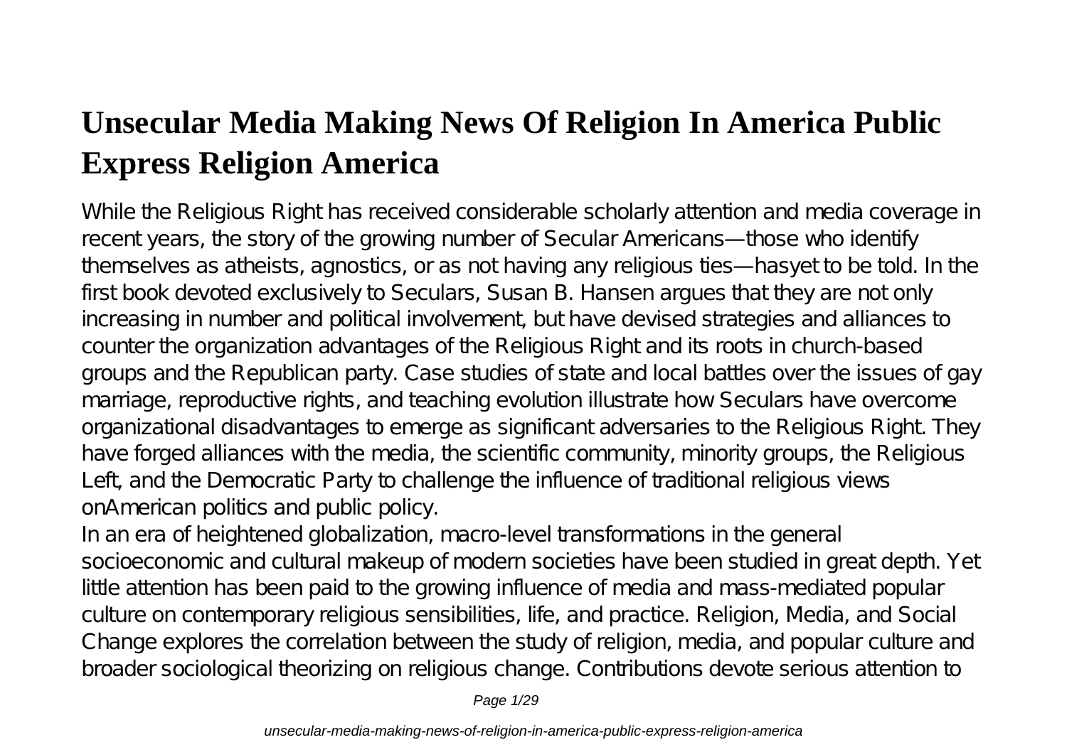# Unsecular Media Making News Of Religion In America Public Express Religion America

While the Religious Right has received considerable scholarly attention and media coverage in recent years, the story of the growing number of Secular Americans—those who identify themselves as atheists, agnostics, or as not having any religious ties—hasyet to be told. In the first book devoted exclusively to Seculars, Susan B. Hansen argues that they are not only increasing in number and political involvement, but have devised strategies and alliances to counter the organization advantages of the Religious Right and its roots in church-based groups and the Republican party. Case studies of state and local battles over the issues of gay marriage, reproductive rights, and teaching evolution illustrate how Seculars have overcome organizational disadvantages to emerge as significant adversaries to the Religious Right. They have forged alliances with the media, the scientific community, minority groups, the Religious Left, and the Democratic Party to challenge the influence of traditional religious views onAmerican politics and public policy.

In an era of heightened globalization, macro-level transformations in the general socioeconomic and cultural makeup of modern societies have been studied in great depth. Yet little attention has been paid to the growing influence of media and mass-mediated popular culture on contemporary religious sensibilities, life, and practice. Religion, Media, and Social Change explores the correlation between the study of religion, media, and popular culture and broader sociological theorizing on religious change. Contributions devote serious attention to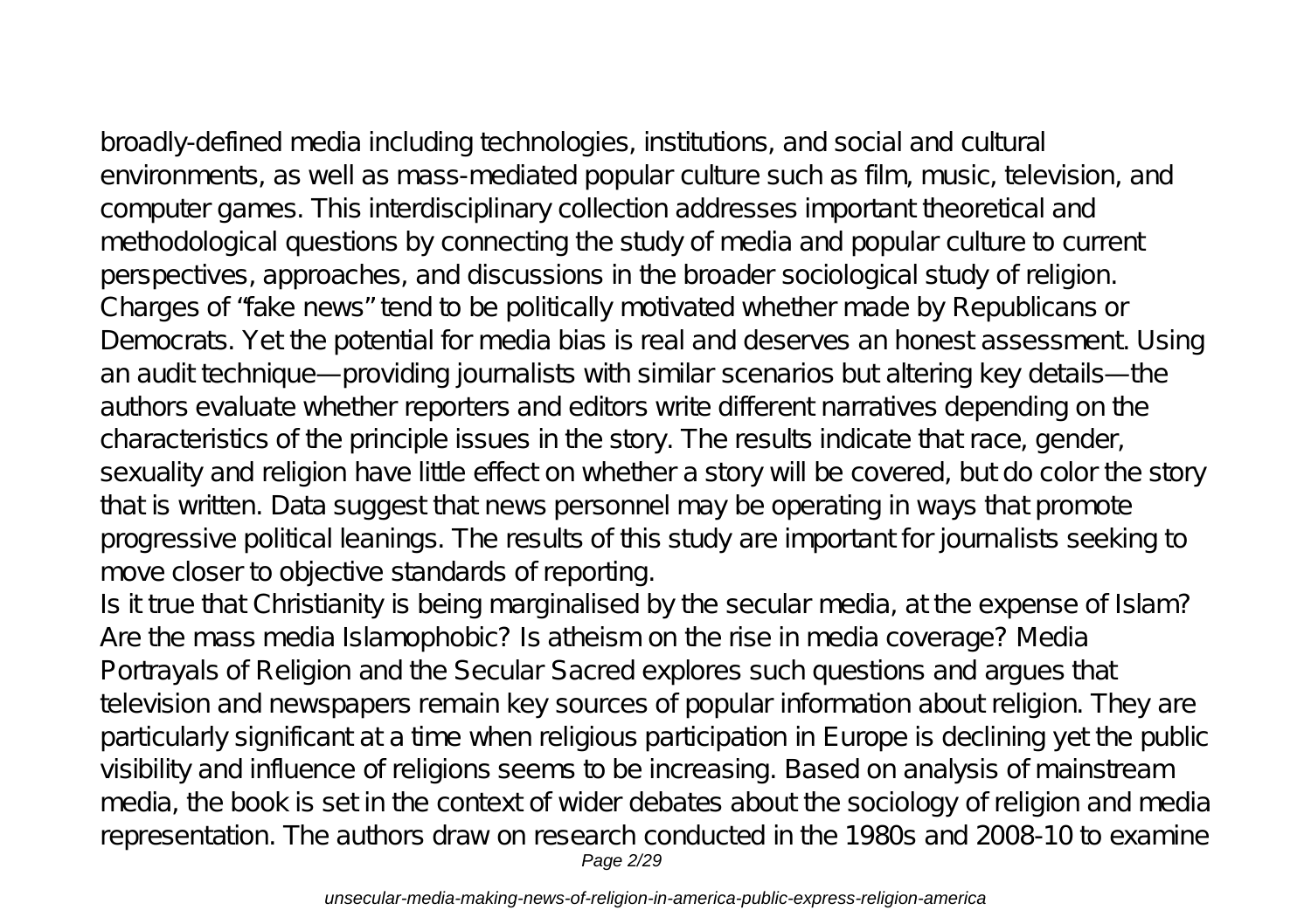broadly-defined media including technologies, institutions, and social and cultural environments, as well as mass-mediated popular culture such as film, music, television, and computer games. This interdisciplinary collection addresses important theoretical and methodological questions by connecting the study of media and popular culture to current perspectives, approaches, and discussions in the broader sociological study of religion.

Charges of "fake news" tend to be politically motivated whether made by Republicans or Democrats. Yet the potential for media bias is real and deserves an honest assessment. Using an audit technique—providing journalists with similar scenarios but altering key details—the authors evaluate whether reporters and editors write different narratives depending on the characteristics of the principle issues in the story. The results indicate that race, gender, sexuality and religion have little effect on whether a story will be covered, but do color the story that is written. Data suggest that news personnel may be operating in ways that promote progressive political leanings. The results of this study are important for journalists seeking to move closer to objective standards of reporting.

Is it true that Christianity is being marginalised by the secular media, at the expense of Islam? Are the mass media Islamophobic? Is atheism on the rise in media coverage? Media Portrayals of Religion and the Secular Sacred explores such questions and argues that television and newspapers remain key sources of popular information about religion. They are particularly significant at a time when religious participation in Europe is declining yet the public visibility and influence of religions seems to be increasing. Based on analysis of mainstream media, the book is set in the context of wider debates about the sociology of religion and media representation. The authors draw on research conducted in the 1980s and 2008-10 to examine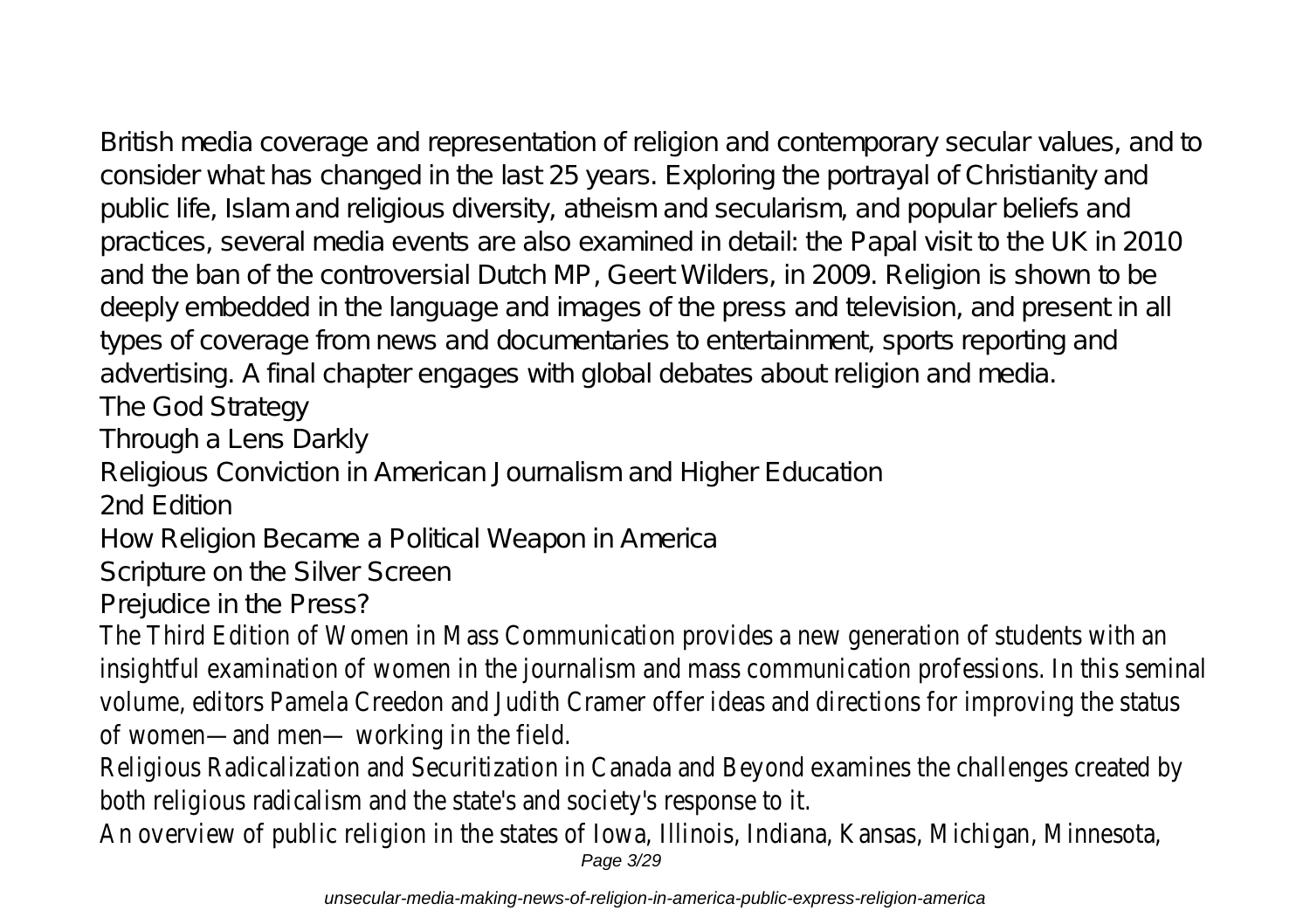British media coverage and representation of religion and contemporary secular values, and to consider what has changed in the last 25 years. Exploring the portrayal of Christianity and public life, Islam and religious diversity, atheism and secularism, and popular beliefs and practices, several media events are also examined in detail: the Papal visit to the UK in 2010 and the ban of the controversial Dutch MP, Geert Wilders, in 2009. Religion is shown to be deeply embedded in the language and images of the press and television, and present in all types of coverage from news and documentaries to entertainment, sports reporting and advertising. A final chapter engages with global debates about religion and media.

The God Strategy

Through a Lens Darkly

Religious Conviction in American Journalism and Higher Education

2nd Edition

How Religion Became a Political Weapon in America

Scripture on the Silver Screen

Prejudice in the Press?

The Third Edition of Women in Mass Communication provides a new generation of students with an insightful examination of women in the journalism and mass communication professions. In this seminal volume, editors Pamela Creedon and Judith Cramer offer ideas and directions for improving the status of women—and men— working in the field.

Religious Radicalization and Securitization in Canada and Beyond examines the challenges created by both religious radicalism and the state's and society's response to it.

An overview of public religion in the states of Iowa, Illinois, Indiana, Kansas, Michigan, Minnesota,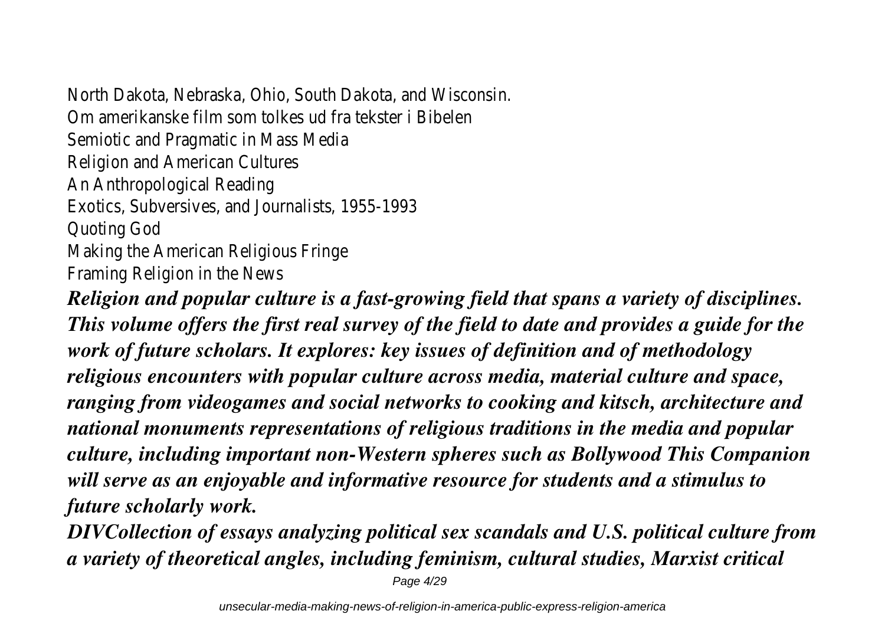North Dakota, Nebraska, Ohio, South Dakota, and Wisconsin.
Om amerikanske film som tolkes ud fra tekster i Bibelen
Semiotic and Pragmatic in Mass Media
Religion and American Cultures
An Anthropological Reading
Exotics, Subversives, and Journalists, 1955-1993
Quoting God
Making the American Religious Fringe
Framing Religion in the News

***Religion and popular culture is a fast-growing field that spans a variety of disciplines. This volume offers the first real survey of the field to date and provides a guide for the work of future scholars. It explores: key issues of definition and of methodology religious encounters with popular culture across media, material culture and space, ranging from videogames and social networks to cooking and kitsch, architecture and national monuments representations of religious traditions in the media and popular culture, including important non-Western spheres such as Bollywood This Companion will serve as an enjoyable and informative resource for students and a stimulus to future scholarly work.***

***DIVCollection of essays analyzing political sex scandals and U.S. political culture from a variety of theoretical angles, including feminism, cultural studies, Marxist critical***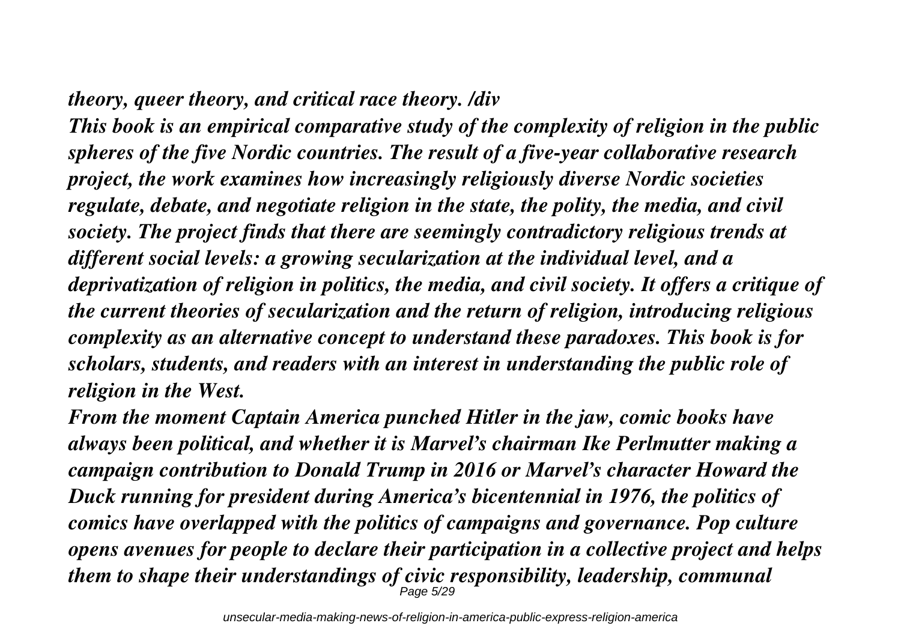*theory, queer theory, and critical race theory. /div*

***This book is an empirical comparative study of the complexity of religion in the public spheres of the five Nordic countries. The result of a five-year collaborative research project, the work examines how increasingly religiously diverse Nordic societies regulate, debate, and negotiate religion in the state, the polity, the media, and civil society. The project finds that there are seemingly contradictory religious trends at different social levels: a growing secularization at the individual level, and a deprivatization of religion in politics, the media, and civil society. It offers a critique of the current theories of secularization and the return of religion, introducing religious complexity as an alternative concept to understand these paradoxes. This book is for scholars, students, and readers with an interest in understanding the public role of religion in the West.***

***From the moment Captain America punched Hitler in the jaw, comic books have always been political, and whether it is Marvel's chairman Ike Perlmutter making a campaign contribution to Donald Trump in 2016 or Marvel's character Howard the Duck running for president during America's bicentennial in 1976, the politics of comics have overlapped with the politics of campaigns and governance. Pop culture opens avenues for people to declare their participation in a collective project and helps them to shape their understandings of civic responsibility, leadership, communal***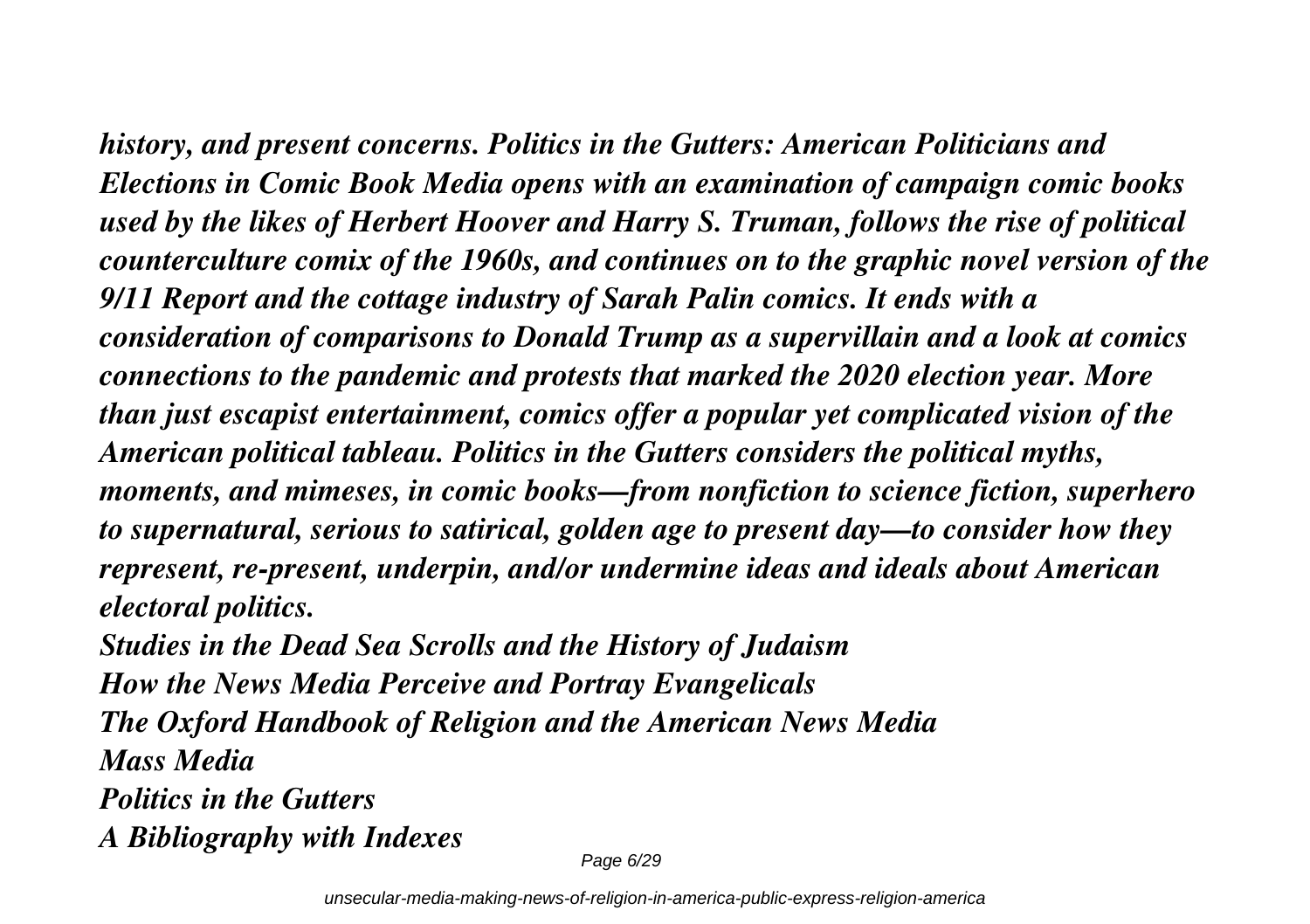*history, and present concerns. Politics in the Gutters: American Politicians and Elections in Comic Book Media opens with an examination of campaign comic books used by the likes of Herbert Hoover and Harry S. Truman, follows the rise of political counterculture comix of the 1960s, and continues on to the graphic novel version of the 9/11 Report and the cottage industry of Sarah Palin comics. It ends with a consideration of comparisons to Donald Trump as a supervillain and a look at comics connections to the pandemic and protests that marked the 2020 election year. More than just escapist entertainment, comics offer a popular yet complicated vision of the American political tableau. Politics in the Gutters considers the political myths, moments, and mimeses, in comic books—from nonfiction to science fiction, superhero to supernatural, serious to satirical, golden age to present day—to consider how they represent, re-present, underpin, and/or undermine ideas and ideals about American electoral politics.*

*Studies in the Dead Sea Scrolls and the History of Judaism*

*How the News Media Perceive and Portray Evangelicals*

*The Oxford Handbook of Religion and the American News Media*

*Mass Media*

*Politics in the Gutters*

*A Bibliography with Indexes*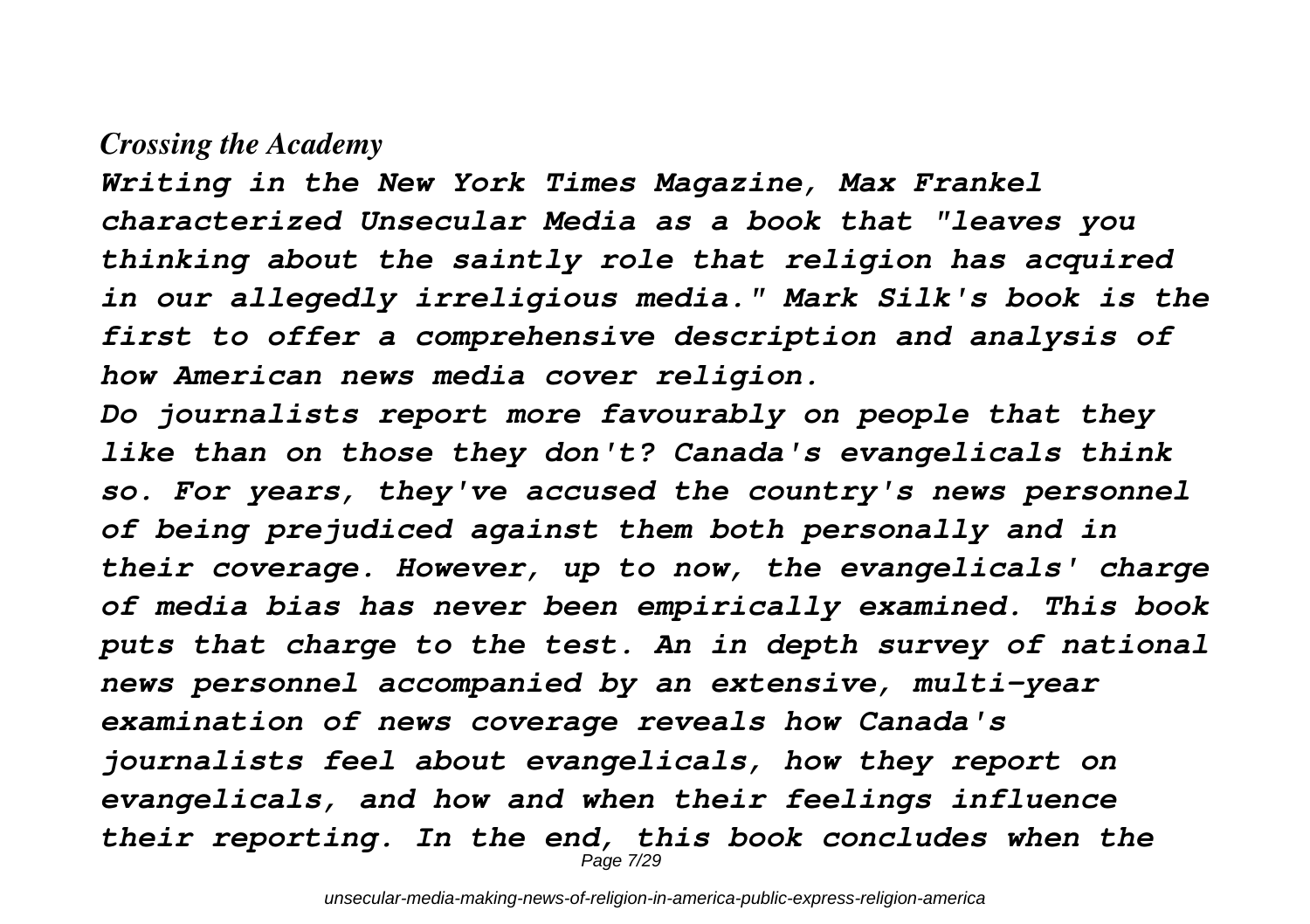### *Crossing the Academy*

*Writing in the New York Times Magazine, Max Frankel characterized Unsecular Media as a book that "leaves you thinking about the saintly role that religion has acquired in our allegedly irreligious media." Mark Silk's book is the first to offer a comprehensive description and analysis of how American news media cover religion.*

*Do journalists report more favourably on people that they like than on those they don't? Canada's evangelicals think so. For years, they've accused the country's news personnel of being prejudiced against them both personally and in their coverage. However, up to now, the evangelicals' charge of media bias has never been empirically examined. This book puts that charge to the test. An in depth survey of national news personnel accompanied by an extensive, multi-year examination of news coverage reveals how Canada's journalists feel about evangelicals, how they report on evangelicals, and how and when their feelings influence their reporting. In the end, this book concludes when the*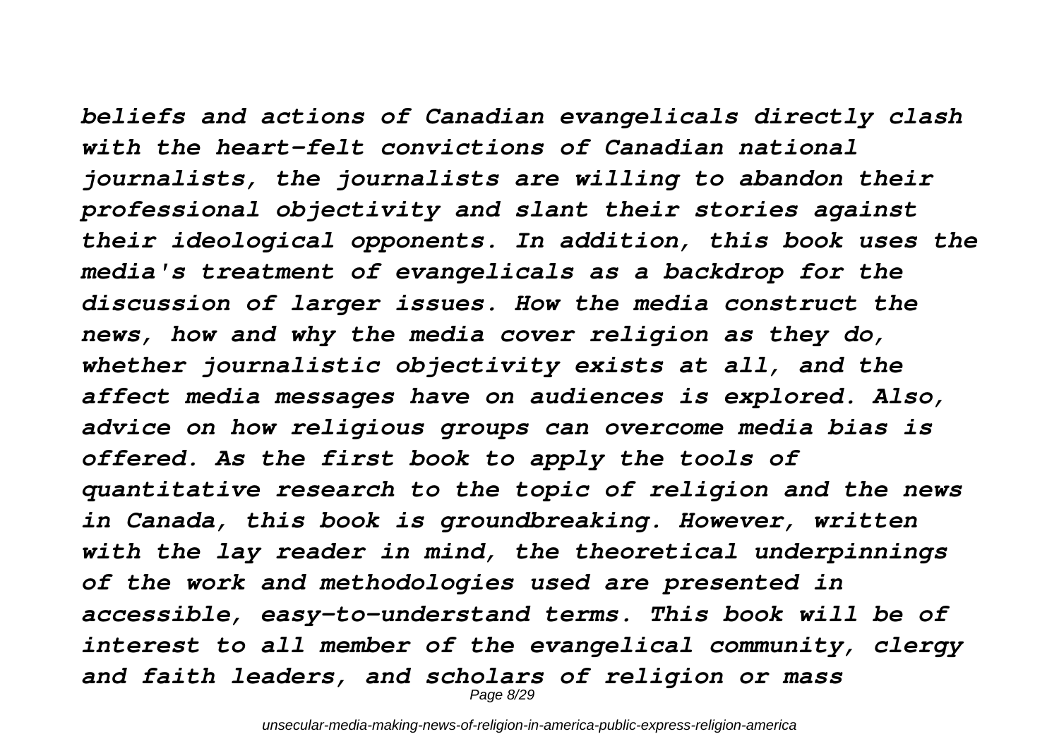*beliefs and actions of Canadian evangelicals directly clash with the heart-felt convictions of Canadian national journalists, the journalists are willing to abandon their professional objectivity and slant their stories against their ideological opponents. In addition, this book uses the media's treatment of evangelicals as a backdrop for the discussion of larger issues. How the media construct the news, how and why the media cover religion as they do, whether journalistic objectivity exists at all, and the affect media messages have on audiences is explored. Also, advice on how religious groups can overcome media bias is offered. As the first book to apply the tools of quantitative research to the topic of religion and the news in Canada, this book is groundbreaking. However, written with the lay reader in mind, the theoretical underpinnings of the work and methodologies used are presented in accessible, easy-to-understand terms. This book will be of interest to all member of the evangelical community, clergy and faith leaders, and scholars of religion or mass*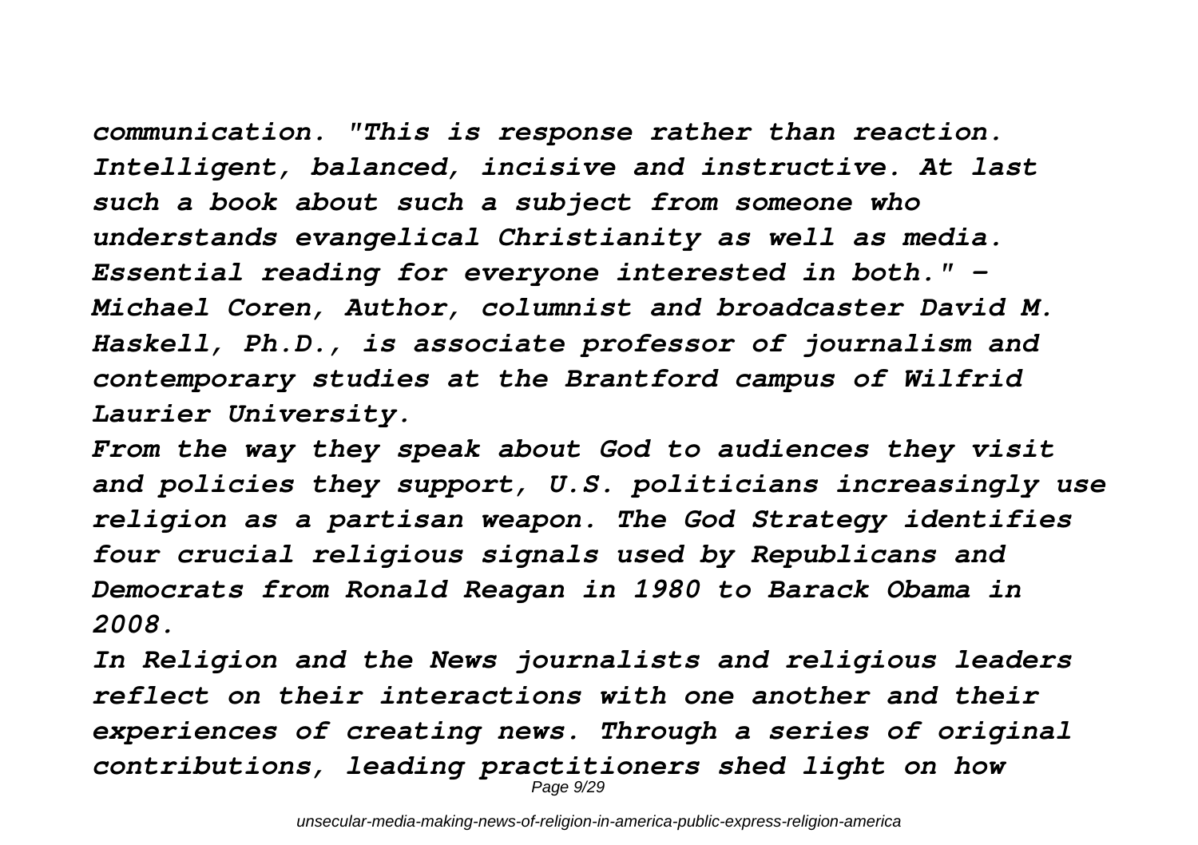*communication. "This is response rather than reaction. Intelligent, balanced, incisive and instructive. At last such a book about such a subject from someone who understands evangelical Christianity as well as media. Essential reading for everyone interested in both." - Michael Coren, Author, columnist and broadcaster David M. Haskell, Ph.D., is associate professor of journalism and contemporary studies at the Brantford campus of Wilfrid Laurier University.*

*From the way they speak about God to audiences they visit and policies they support, U.S. politicians increasingly use religion as a partisan weapon. The God Strategy identifies four crucial religious signals used by Republicans and Democrats from Ronald Reagan in 1980 to Barack Obama in 2008.*

*In Religion and the News journalists and religious leaders reflect on their interactions with one another and their experiences of creating news. Through a series of original contributions, leading practitioners shed light on how*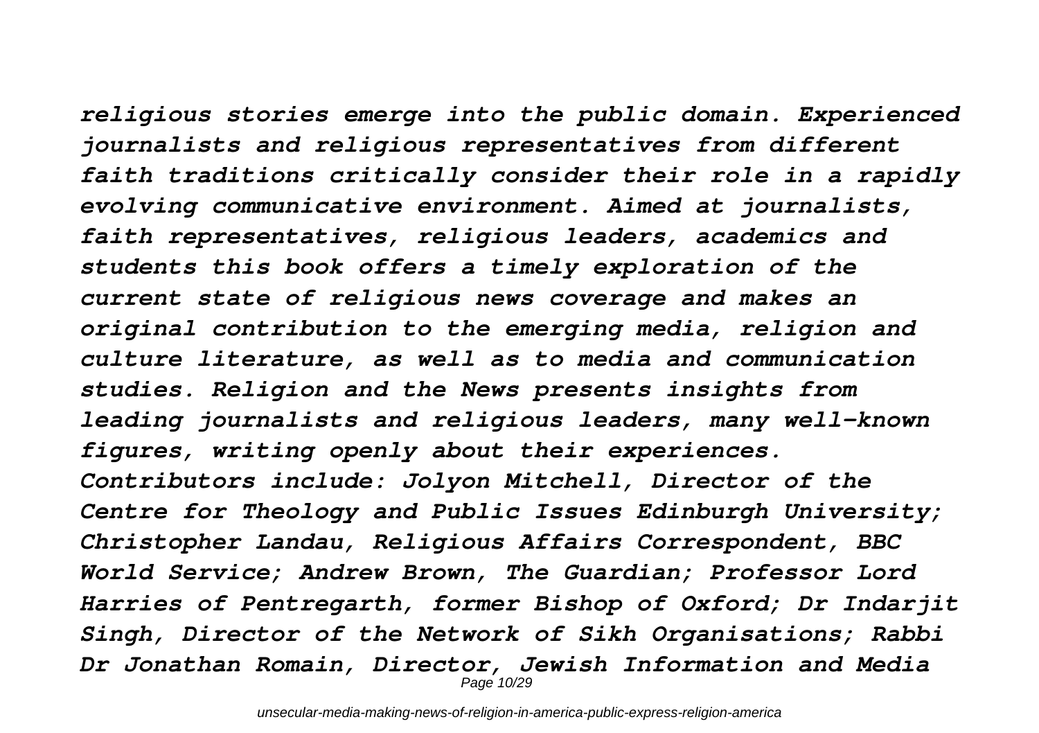*religious stories emerge into the public domain. Experienced journalists and religious representatives from different faith traditions critically consider their role in a rapidly evolving communicative environment. Aimed at journalists, faith representatives, religious leaders, academics and students this book offers a timely exploration of the current state of religious news coverage and makes an original contribution to the emerging media, religion and culture literature, as well as to media and communication studies. Religion and the News presents insights from leading journalists and religious leaders, many well-known figures, writing openly about their experiences. Contributors include: Jolyon Mitchell, Director of the Centre for Theology and Public Issues Edinburgh University; Christopher Landau, Religious Affairs Correspondent, BBC World Service; Andrew Brown, The Guardian; Professor Lord Harries of Pentregarth, former Bishop of Oxford; Dr Indarjit Singh, Director of the Network of Sikh Organisations; Rabbi Dr Jonathan Romain, Director, Jewish Information and Media*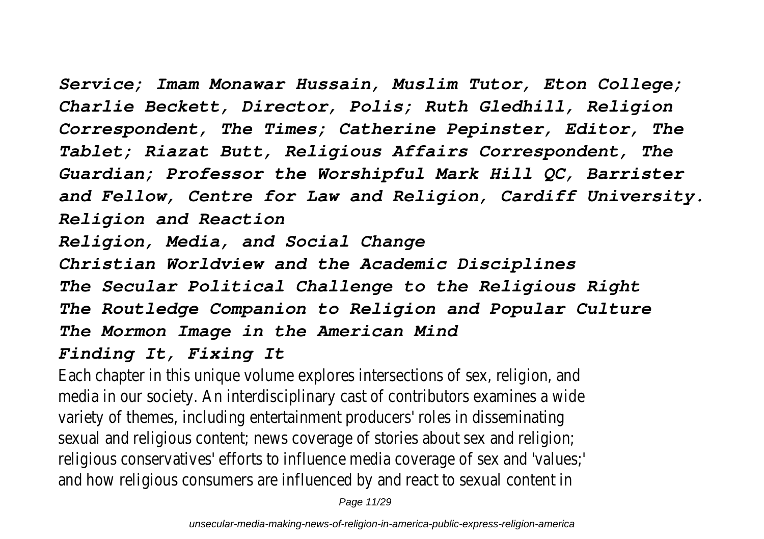*Service; Imam Monawar Hussain, Muslim Tutor, Eton College; Charlie Beckett, Director, Polis; Ruth Gledhill, Religion Correspondent, The Times; Catherine Pepinster, Editor, The Tablet; Riazat Butt, Religious Affairs Correspondent, The Guardian; Professor the Worshipful Mark Hill QC, Barrister and Fellow, Centre for Law and Religion, Cardiff University.*

*Religion and Reaction*

*Religion, Media, and Social Change*

*Christian Worldview and the Academic Disciplines*

*The Secular Political Challenge to the Religious Right*

*The Routledge Companion to Religion and Popular Culture*

*The Mormon Image in the American Mind*

*Finding It, Fixing It*

Each chapter in this unique volume explores intersections of sex, religion, and media in our society. An interdisciplinary cast of contributors examines a wide variety of themes, including entertainment producers' roles in disseminating sexual and religious content; news coverage of stories about sex and religion; religious conservatives' efforts to influence media coverage of sex and 'values;' and how religious consumers are influenced by and react to sexual content in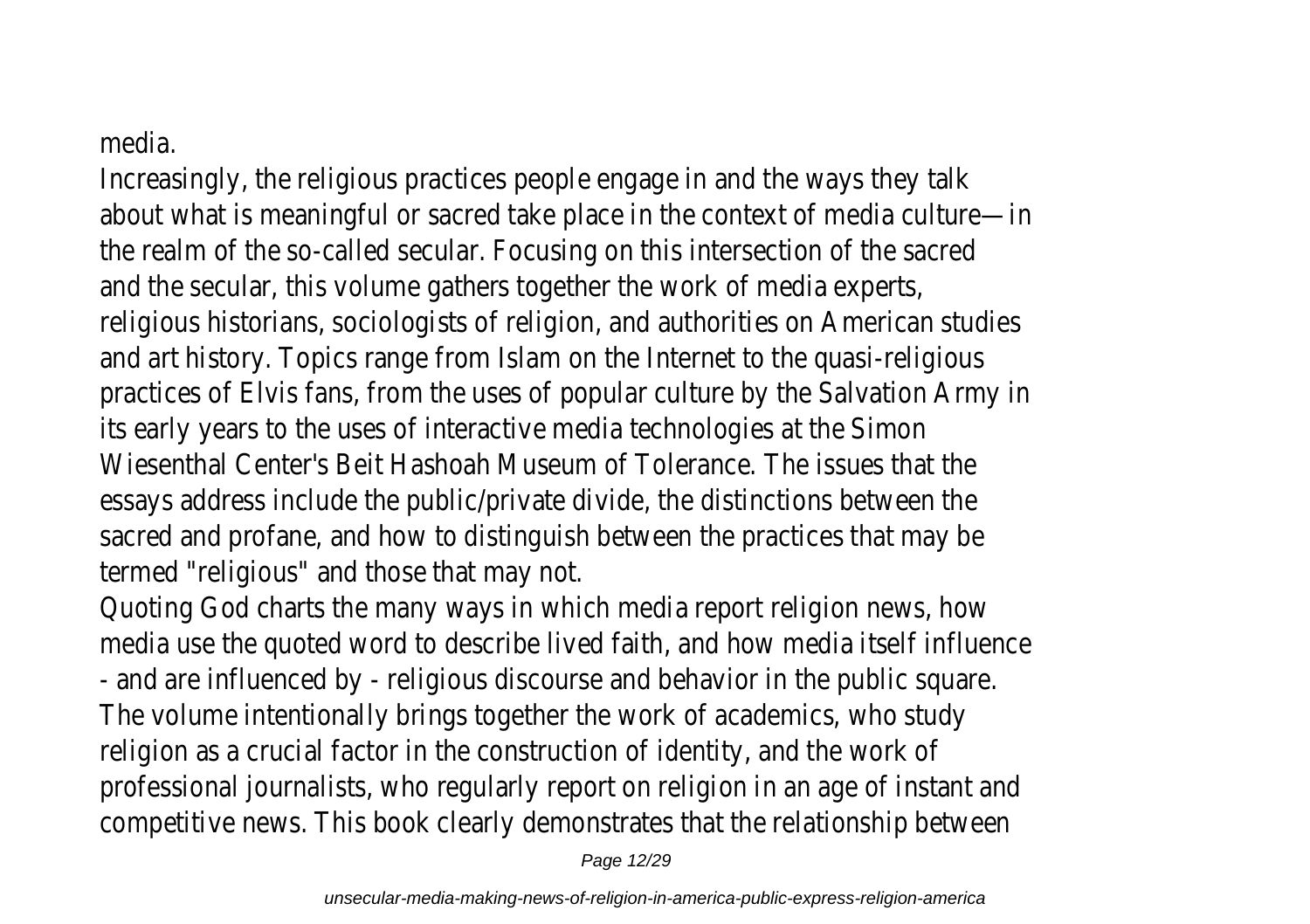media.

Increasingly, the religious practices people engage in and the ways they talk about what is meaningful or sacred take place in the context of media culture—in the realm of the so-called secular. Focusing on this intersection of the sacred and the secular, this volume gathers together the work of media experts, religious historians, sociologists of religion, and authorities on American studies and art history. Topics range from Islam on the Internet to the quasi-religious practices of Elvis fans, from the uses of popular culture by the Salvation Army in its early years to the uses of interactive media technologies at the Simon Wiesenthal Center's Beit Hashoah Museum of Tolerance. The issues that the essays address include the public/private divide, the distinctions between the sacred and profane, and how to distinguish between the practices that may be termed "religious" and those that may not.

Quoting God charts the many ways in which media report religion news, how media use the quoted word to describe lived faith, and how media itself influence - and are influenced by - religious discourse and behavior in the public square. The volume intentionally brings together the work of academics, who study religion as a crucial factor in the construction of identity, and the work of professional journalists, who regularly report on religion in an age of instant and competitive news. This book clearly demonstrates that the relationship between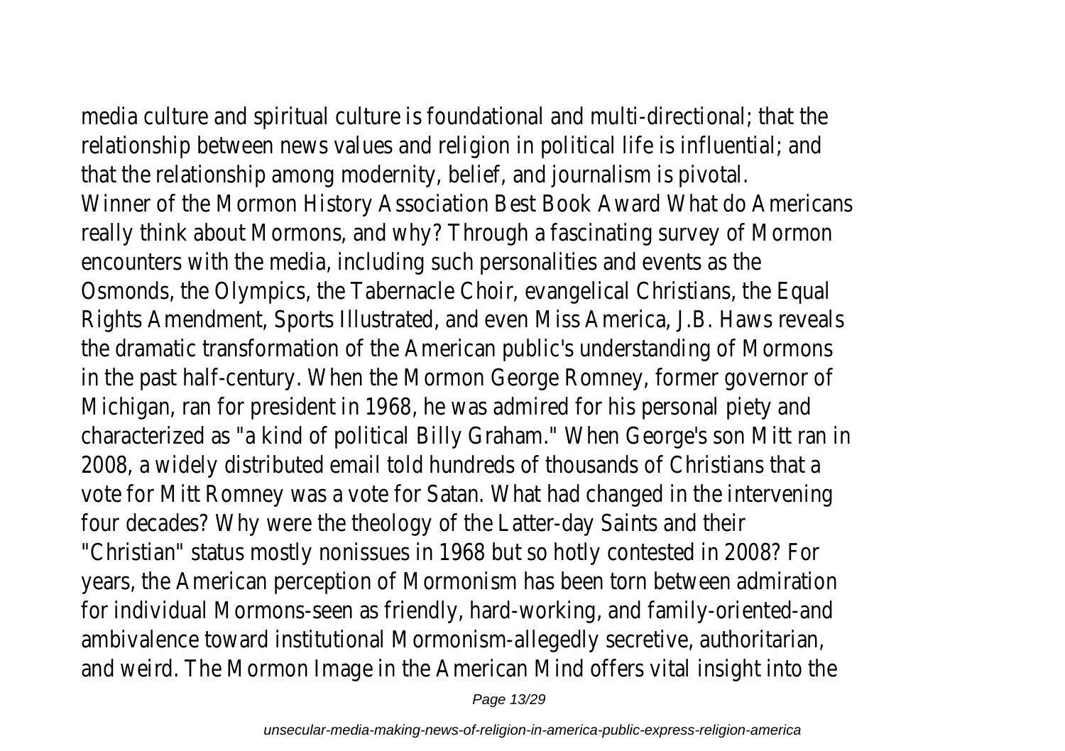media culture and spiritual culture is foundational and multi-directional; that the relationship between news values and religion in political life is influential; and that the relationship among modernity, belief, and journalism is pivotal.

Winner of the Mormon History Association Best Book Award What do Americans really think about Mormons, and why? Through a fascinating survey of Mormon encounters with the media, including such personalities and events as the Osmonds, the Olympics, the Tabernacle Choir, evangelical Christians, the Equal Rights Amendment, Sports Illustrated, and even Miss America, J.B. Haws reveals the dramatic transformation of the American public's understanding of Mormons in the past half-century. When the Mormon George Romney, former governor of Michigan, ran for president in 1968, he was admired for his personal piety and characterized as "a kind of political Billy Graham." When George's son Mitt ran in 2008, a widely distributed email told hundreds of thousands of Christians that a vote for Mitt Romney was a vote for Satan. What had changed in the intervening four decades? Why were the theology of the Latter-day Saints and their "Christian" status mostly nonissues in 1968 but so hotly contested in 2008? For years, the American perception of Mormonism has been torn between admiration for individual Mormons-seen as friendly, hard-working, and family-oriented-and ambivalence toward institutional Mormonism-allegedly secretive, authoritarian, and weird. The Mormon Image in the American Mind offers vital insight into the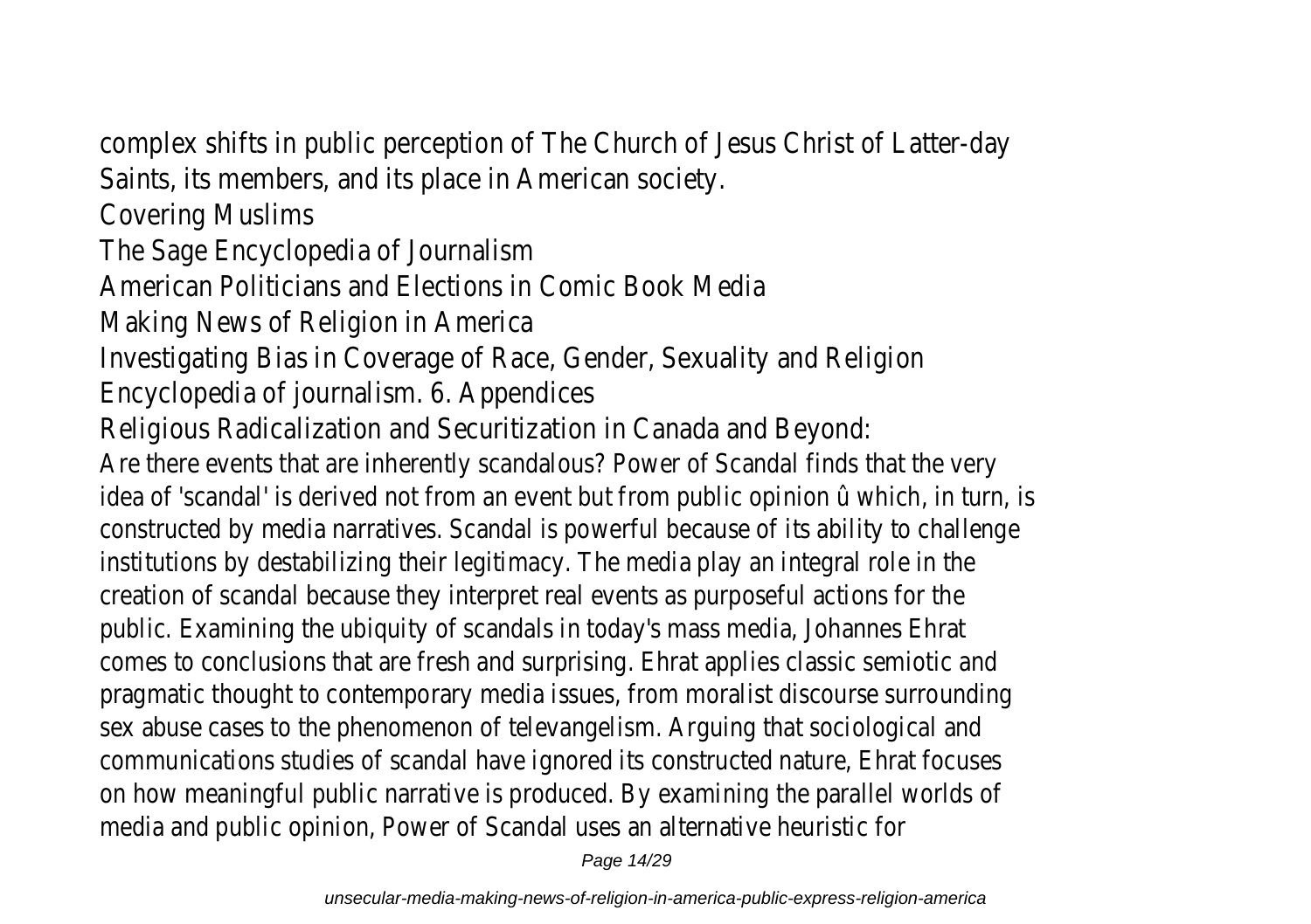complex shifts in public perception of The Church of Jesus Christ of Latter-day Saints, its members, and its place in American society.

Covering Muslims

The Sage Encyclopedia of Journalism

American Politicians and Elections in Comic Book Media

Making News of Religion in America

Investigating Bias in Coverage of Race, Gender, Sexuality and Religion

Encyclopedia of journalism. 6. Appendices

Religious Radicalization and Securitization in Canada and Beyond:

Are there events that are inherently scandalous? Power of Scandal finds that the very idea of 'scandal' is derived not from an event but from public opinion û which, in turn, is constructed by media narratives. Scandal is powerful because of its ability to challenge institutions by destabilizing their legitimacy. The media play an integral role in the creation of scandal because they interpret real events as purposeful actions for the public. Examining the ubiquity of scandals in today's mass media, Johannes Ehrat comes to conclusions that are fresh and surprising. Ehrat applies classic semiotic and pragmatic thought to contemporary media issues, from moralist discourse surrounding sex abuse cases to the phenomenon of televangelism. Arguing that sociological and communications studies of scandal have ignored its constructed nature, Ehrat focuses on how meaningful public narrative is produced. By examining the parallel worlds of media and public opinion, Power of Scandal uses an alternative heuristic for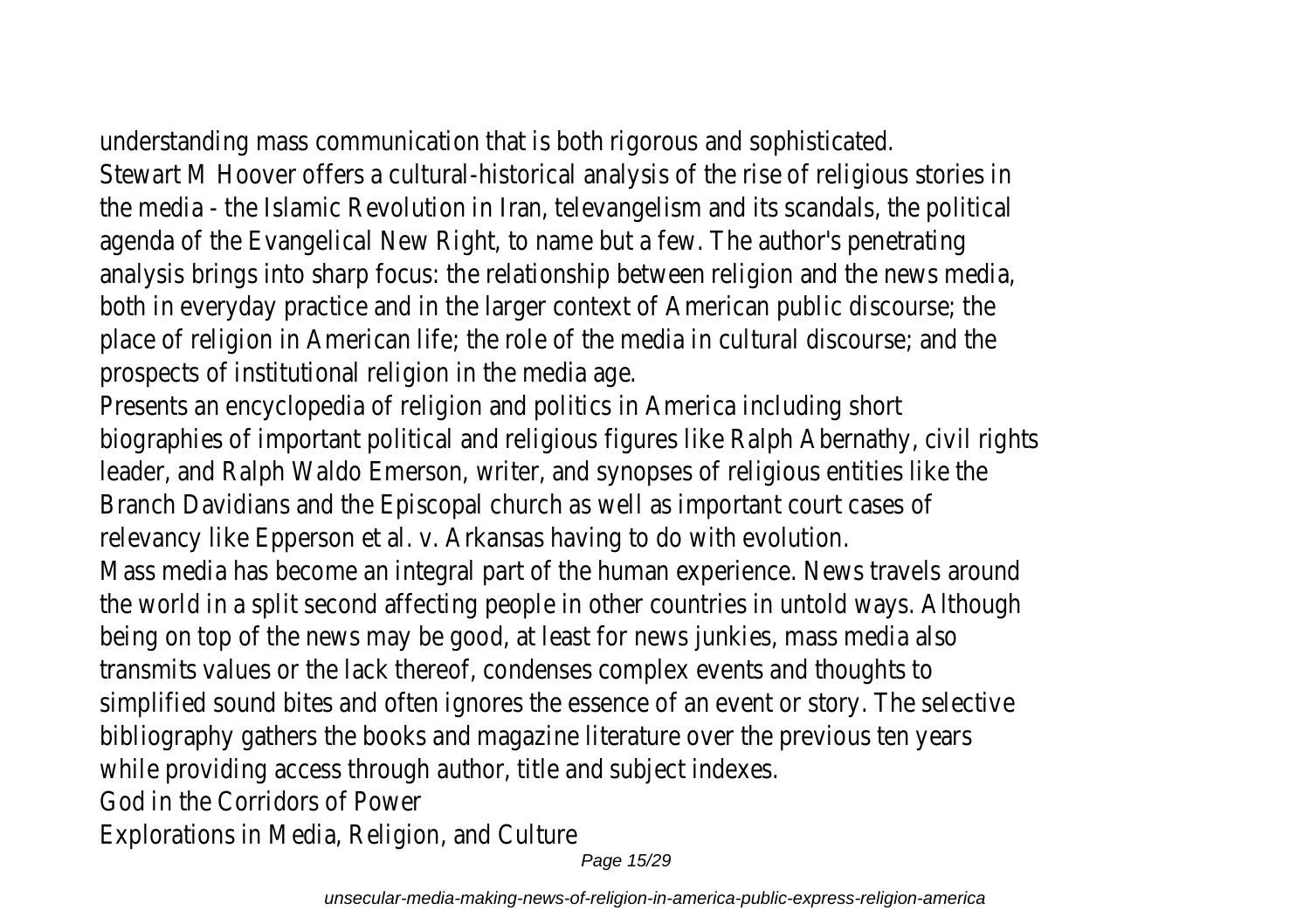understanding mass communication that is both rigorous and sophisticated.

Stewart M Hoover offers a cultural-historical analysis of the rise of religious stories in the media - the Islamic Revolution in Iran, televangelism and its scandals, the political agenda of the Evangelical New Right, to name but a few. The author's penetrating analysis brings into sharp focus: the relationship between religion and the news media, both in everyday practice and in the larger context of American public discourse; the place of religion in American life; the role of the media in cultural discourse; and the prospects of institutional religion in the media age.

Presents an encyclopedia of religion and politics in America including short biographies of important political and religious figures like Ralph Abernathy, civil rights leader, and Ralph Waldo Emerson, writer, and synopses of religious entities like the Branch Davidians and the Episcopal church as well as important court cases of relevancy like Epperson et al. v. Arkansas having to do with evolution.

Mass media has become an integral part of the human experience. News travels around the world in a split second affecting people in other countries in untold ways. Although being on top of the news may be good, at least for news junkies, mass media also transmits values or the lack thereof, condenses complex events and thoughts to simplified sound bites and often ignores the essence of an event or story. The selective bibliography gathers the books and magazine literature over the previous ten years while providing access through author, title and subject indexes.

God in the Corridors of Power

Explorations in Media, Religion, and Culture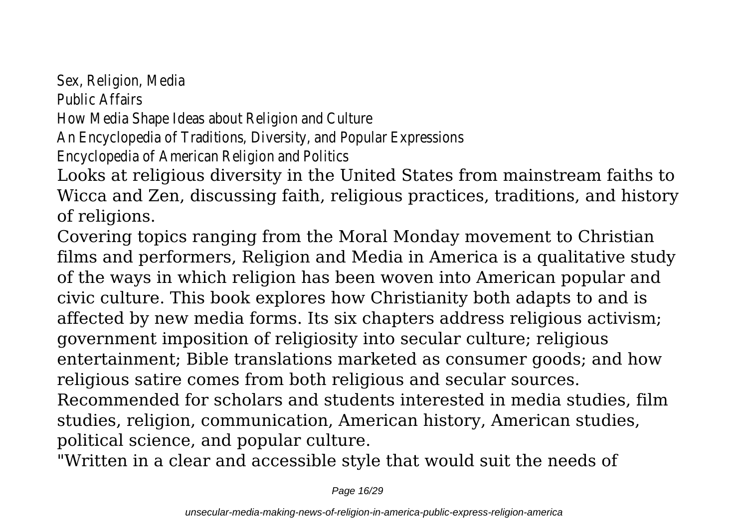Sex, Religion, Media
Public Affairs
How Media Shape Ideas about Religion and Culture
An Encyclopedia of Traditions, Diversity, and Popular Expressions
Encyclopedia of American Religion and Politics

Looks at religious diversity in the United States from mainstream faiths to Wicca and Zen, discussing faith, religious practices, traditions, and history of religions.

Covering topics ranging from the Moral Monday movement to Christian films and performers, Religion and Media in America is a qualitative study of the ways in which religion has been woven into American popular and civic culture. This book explores how Christianity both adapts to and is affected by new media forms. Its six chapters address religious activism; government imposition of religiosity into secular culture; religious entertainment; Bible translations marketed as consumer goods; and how religious satire comes from both religious and secular sources. Recommended for scholars and students interested in media studies, film studies, religion, communication, American history, American studies, political science, and popular culture.

"Written in a clear and accessible style that would suit the needs of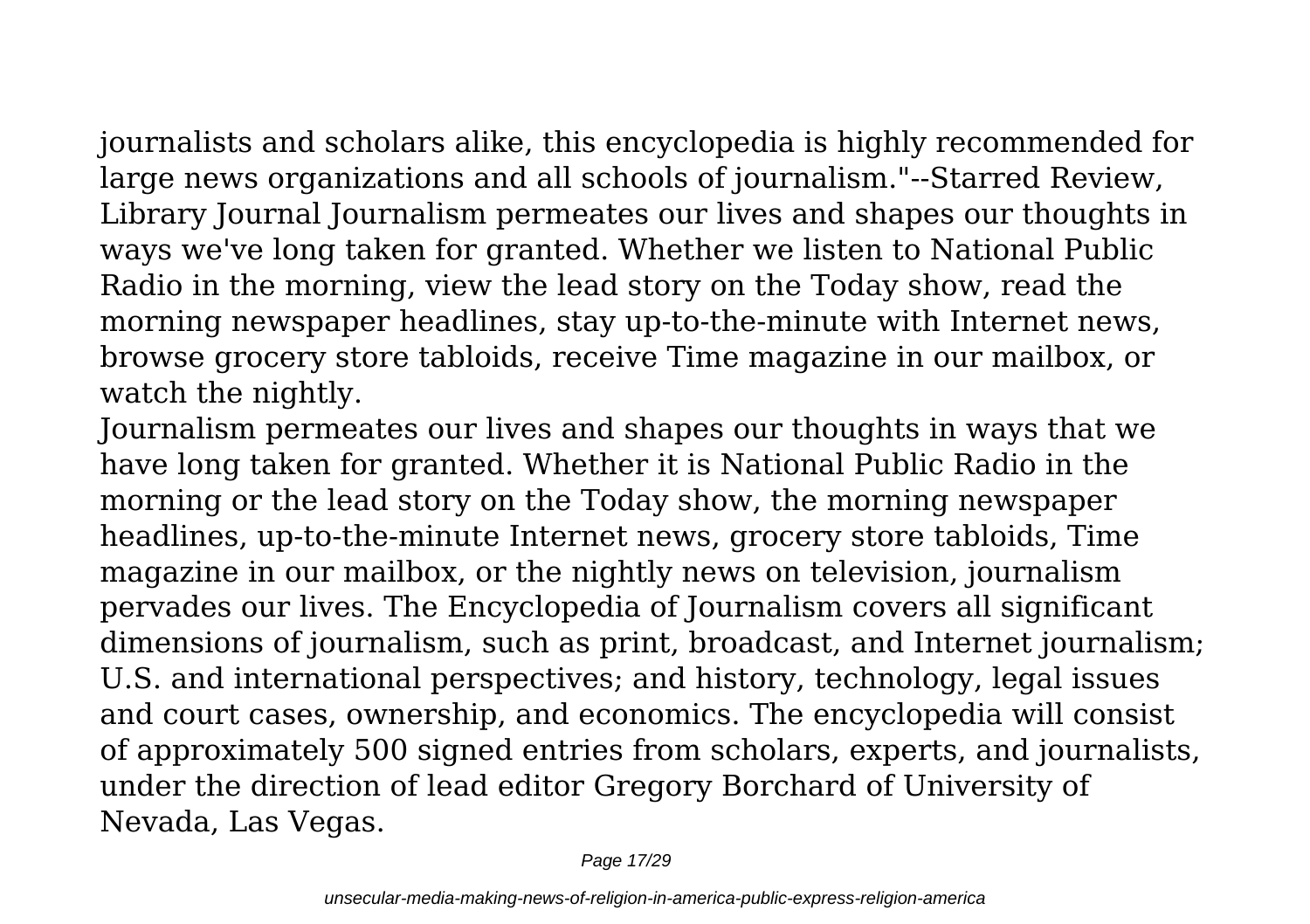journalists and scholars alike, this encyclopedia is highly recommended for large news organizations and all schools of journalism."--Starred Review, Library Journal Journalism permeates our lives and shapes our thoughts in ways we've long taken for granted. Whether we listen to National Public Radio in the morning, view the lead story on the Today show, read the morning newspaper headlines, stay up-to-the-minute with Internet news, browse grocery store tabloids, receive Time magazine in our mailbox, or watch the nightly.

Journalism permeates our lives and shapes our thoughts in ways that we have long taken for granted. Whether it is National Public Radio in the morning or the lead story on the Today show, the morning newspaper headlines, up-to-the-minute Internet news, grocery store tabloids, Time magazine in our mailbox, or the nightly news on television, journalism pervades our lives. The Encyclopedia of Journalism covers all significant dimensions of journalism, such as print, broadcast, and Internet journalism; U.S. and international perspectives; and history, technology, legal issues and court cases, ownership, and economics. The encyclopedia will consist of approximately 500 signed entries from scholars, experts, and journalists, under the direction of lead editor Gregory Borchard of University of Nevada, Las Vegas.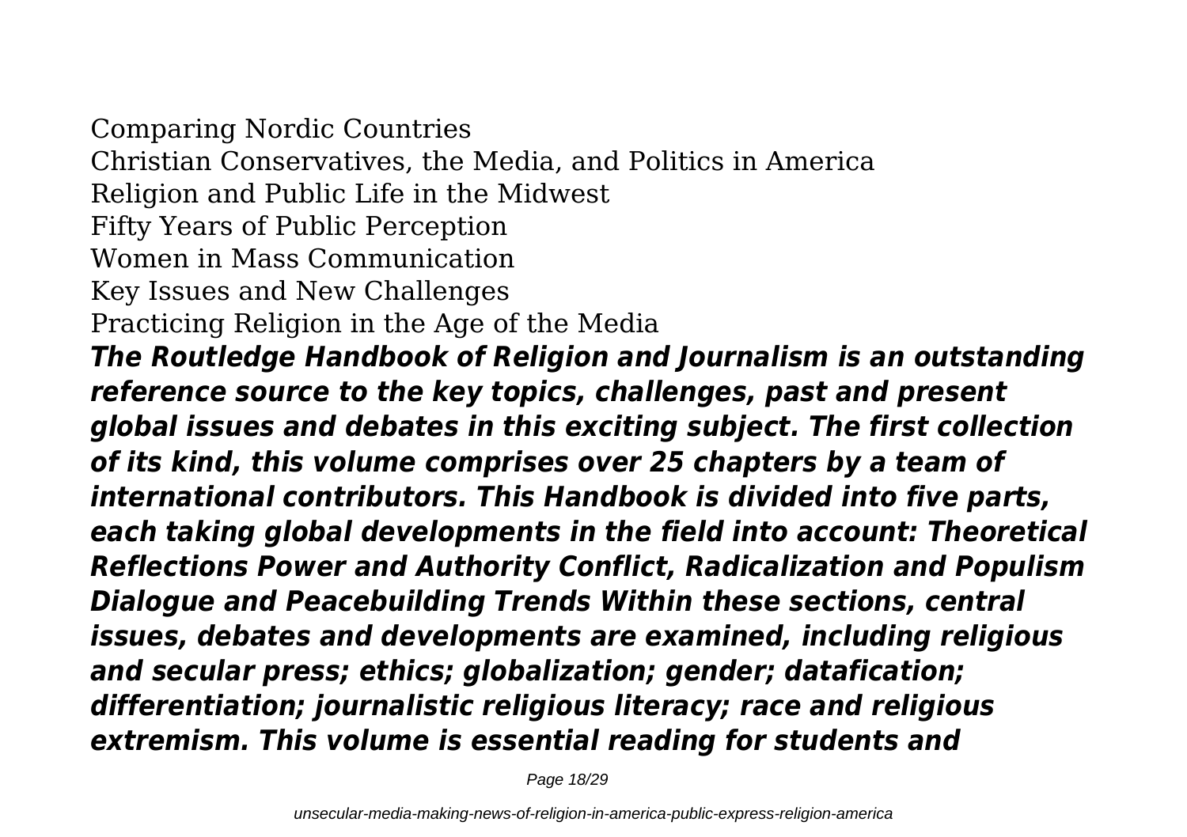Comparing Nordic Countries
Christian Conservatives, the Media, and Politics in America
Religion and Public Life in the Midwest
Fifty Years of Public Perception
Women in Mass Communication
Key Issues and New Challenges
Practicing Religion in the Age of the Media

***The Routledge Handbook of Religion and Journalism is an outstanding reference source to the key topics, challenges, past and present global issues and debates in this exciting subject. The first collection of its kind, this volume comprises over 25 chapters by a team of international contributors. This Handbook is divided into five parts, each taking global developments in the field into account: Theoretical Reflections Power and Authority Conflict, Radicalization and Populism Dialogue and Peacebuilding Trends Within these sections, central issues, debates and developments are examined, including religious and secular press; ethics; globalization; gender; datafication; differentiation; journalistic religious literacy; race and religious extremism. This volume is essential reading for students and***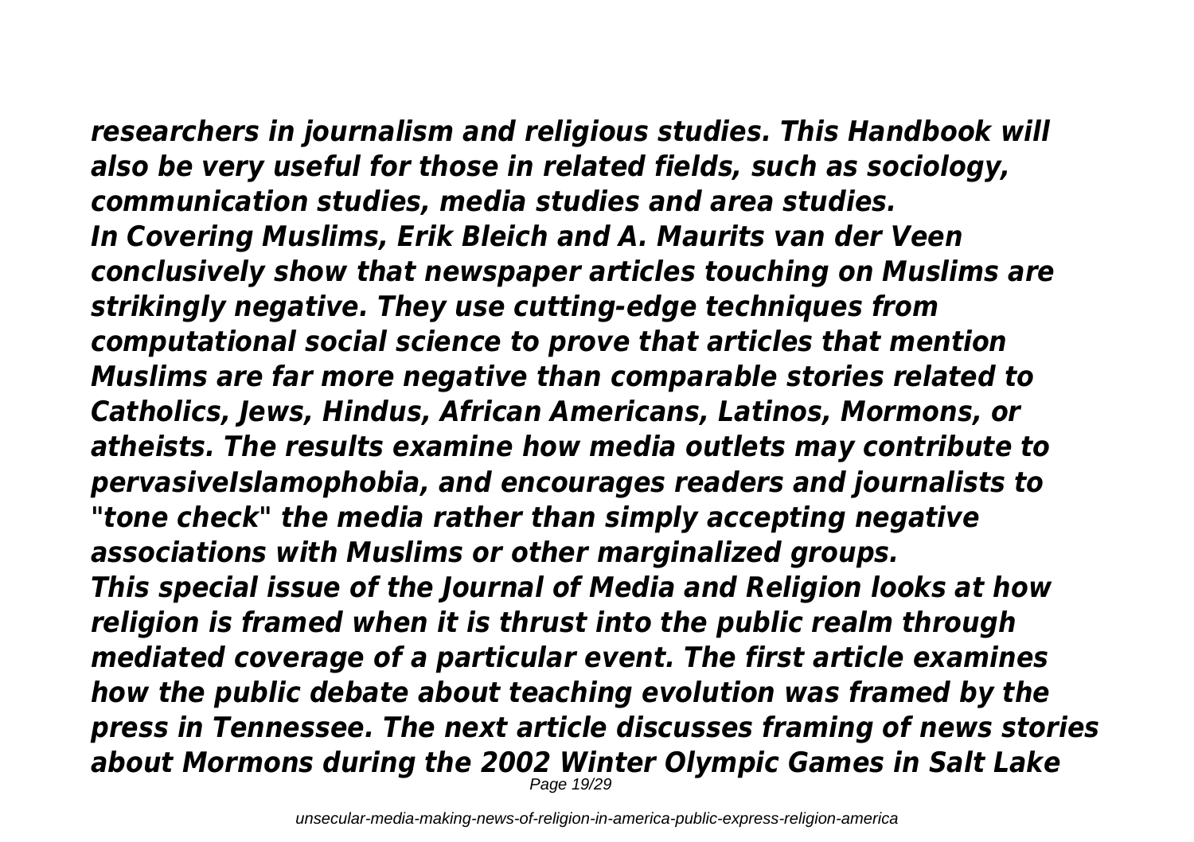*researchers in journalism and religious studies. This Handbook will also be very useful for those in related fields, such as sociology, communication studies, media studies and area studies.*

*In Covering Muslims, Erik Bleich and A. Maurits van der Veen conclusively show that newspaper articles touching on Muslims are strikingly negative. They use cutting-edge techniques from computational social science to prove that articles that mention Muslims are far more negative than comparable stories related to Catholics, Jews, Hindus, African Americans, Latinos, Mormons, or atheists. The results examine how media outlets may contribute to pervasiveIslamophobia, and encourages readers and journalists to "tone check" the media rather than simply accepting negative associations with Muslims or other marginalized groups.*

*This special issue of the Journal of Media and Religion looks at how religion is framed when it is thrust into the public realm through mediated coverage of a particular event. The first article examines how the public debate about teaching evolution was framed by the press in Tennessee. The next article discusses framing of news stories about Mormons during the 2002 Winter Olympic Games in Salt Lake*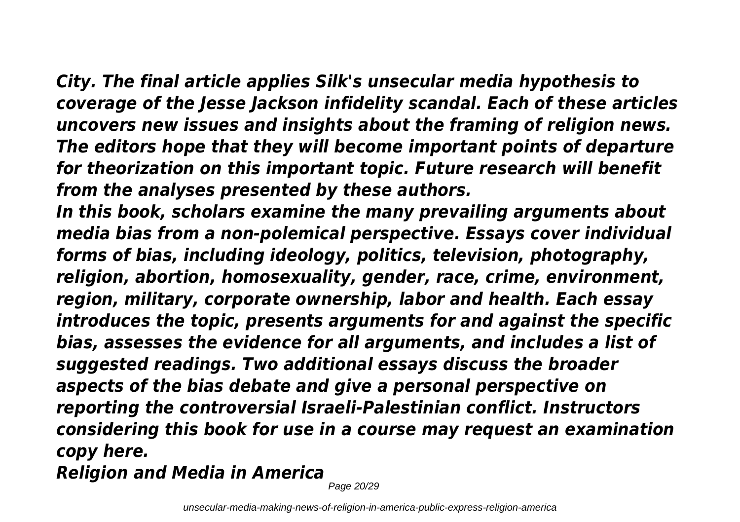*City. The final article applies Silk's unsecular media hypothesis to coverage of the Jesse Jackson infidelity scandal. Each of these articles uncovers new issues and insights about the framing of religion news. The editors hope that they will become important points of departure for theorization on this important topic. Future research will benefit from the analyses presented by these authors.*

*In this book, scholars examine the many prevailing arguments about media bias from a non-polemical perspective. Essays cover individual forms of bias, including ideology, politics, television, photography, religion, abortion, homosexuality, gender, race, crime, environment, region, military, corporate ownership, labor and health. Each essay introduces the topic, presents arguments for and against the specific bias, assesses the evidence for all arguments, and includes a list of suggested readings. Two additional essays discuss the broader aspects of the bias debate and give a personal perspective on reporting the controversial Israeli-Palestinian conflict. Instructors considering this book for use in a course may request an examination copy here.*

***Religion and Media in America***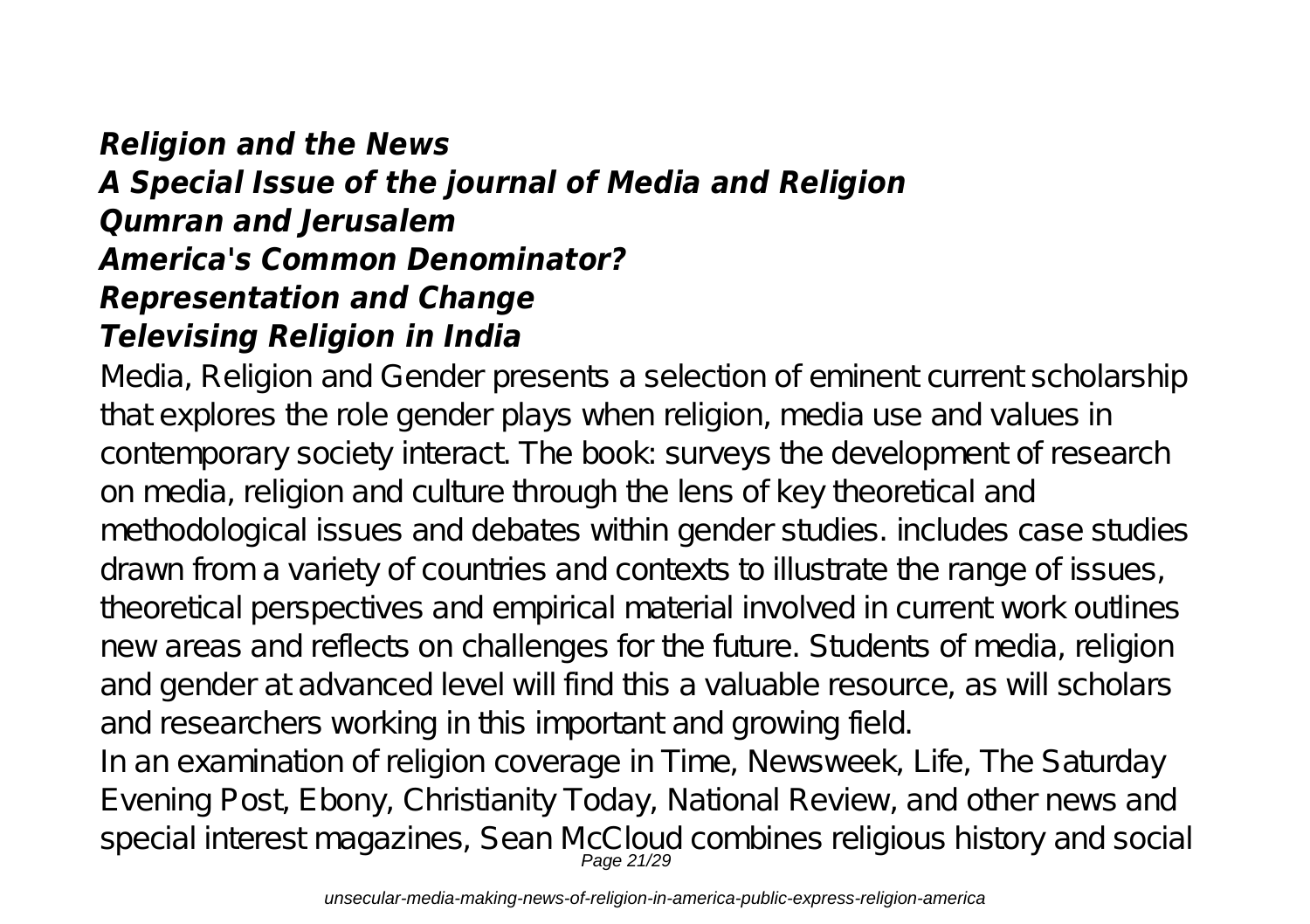## *Religion and the News*
## *A Special Issue of the journal of Media and Religion*
## *Qumran and Jerusalem*
## *America's Common Denominator?*
## *Representation and Change*
## *Televising Religion in India*

Media, Religion and Gender presents a selection of eminent current scholarship that explores the role gender plays when religion, media use and values in contemporary society interact. The book: surveys the development of research on media, religion and culture through the lens of key theoretical and methodological issues and debates within gender studies. includes case studies drawn from a variety of countries and contexts to illustrate the range of issues, theoretical perspectives and empirical material involved in current work outlines new areas and reflects on challenges for the future. Students of media, religion and gender at advanced level will find this a valuable resource, as will scholars and researchers working in this important and growing field.

In an examination of religion coverage in Time, Newsweek, Life, The Saturday Evening Post, Ebony, Christianity Today, National Review, and other news and special interest magazines, Sean McCloud combines religious history and social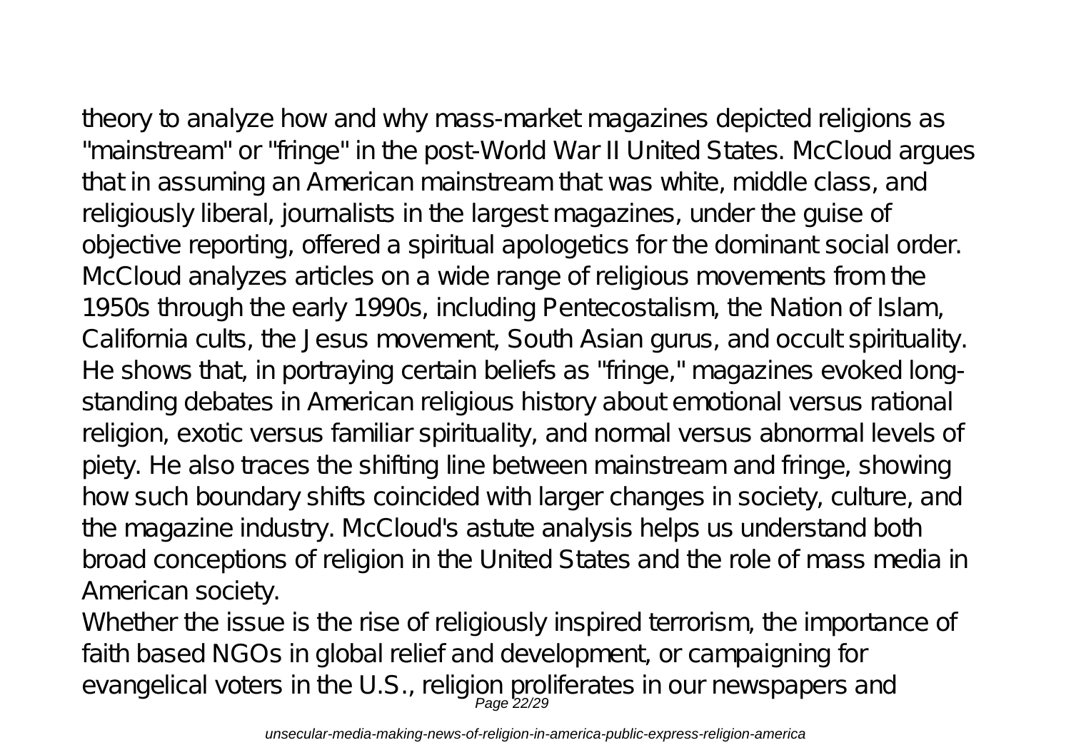theory to analyze how and why mass-market magazines depicted religions as "mainstream" or "fringe" in the post-World War II United States. McCloud argues that in assuming an American mainstream that was white, middle class, and religiously liberal, journalists in the largest magazines, under the guise of objective reporting, offered a spiritual apologetics for the dominant social order. McCloud analyzes articles on a wide range of religious movements from the 1950s through the early 1990s, including Pentecostalism, the Nation of Islam, California cults, the Jesus movement, South Asian gurus, and occult spirituality. He shows that, in portraying certain beliefs as "fringe," magazines evoked long-standing debates in American religious history about emotional versus rational religion, exotic versus familiar spirituality, and normal versus abnormal levels of piety. He also traces the shifting line between mainstream and fringe, showing how such boundary shifts coincided with larger changes in society, culture, and the magazine industry. McCloud's astute analysis helps us understand both broad conceptions of religion in the United States and the role of mass media in American society.

Whether the issue is the rise of religiously inspired terrorism, the importance of faith based NGOs in global relief and development, or campaigning for evangelical voters in the U.S., religion proliferates in our newspapers and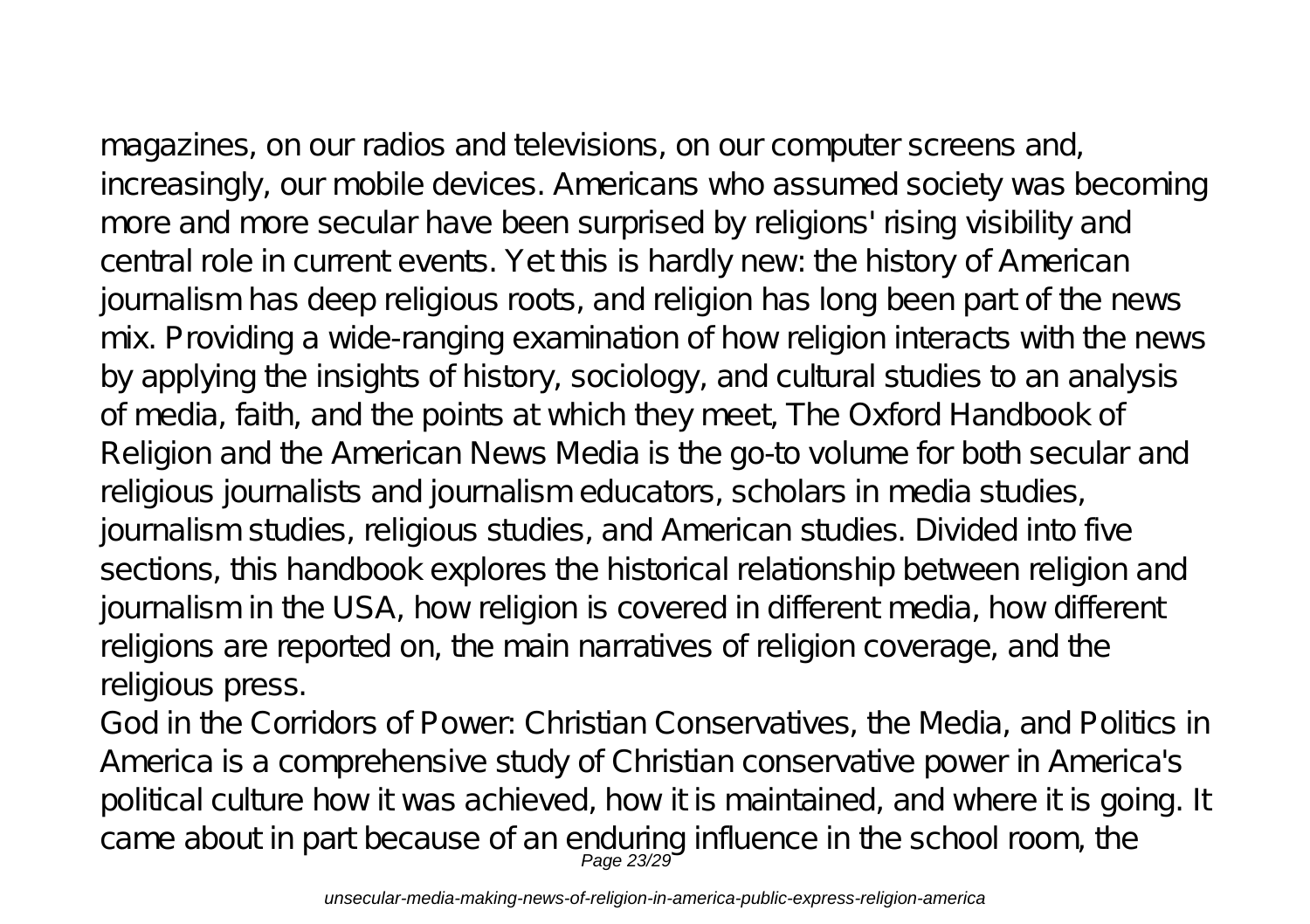magazines, on our radios and televisions, on our computer screens and, increasingly, our mobile devices. Americans who assumed society was becoming more and more secular have been surprised by religions' rising visibility and central role in current events. Yet this is hardly new: the history of American journalism has deep religious roots, and religion has long been part of the news mix. Providing a wide-ranging examination of how religion interacts with the news by applying the insights of history, sociology, and cultural studies to an analysis of media, faith, and the points at which they meet, The Oxford Handbook of Religion and the American News Media is the go-to volume for both secular and religious journalists and journalism educators, scholars in media studies, journalism studies, religious studies, and American studies. Divided into five sections, this handbook explores the historical relationship between religion and journalism in the USA, how religion is covered in different media, how different religions are reported on, the main narratives of religion coverage, and the religious press.

God in the Corridors of Power: Christian Conservatives, the Media, and Politics in America is a comprehensive study of Christian conservative power in America's political culture how it was achieved, how it is maintained, and where it is going. It came about in part because of an enduring influence in the school room, the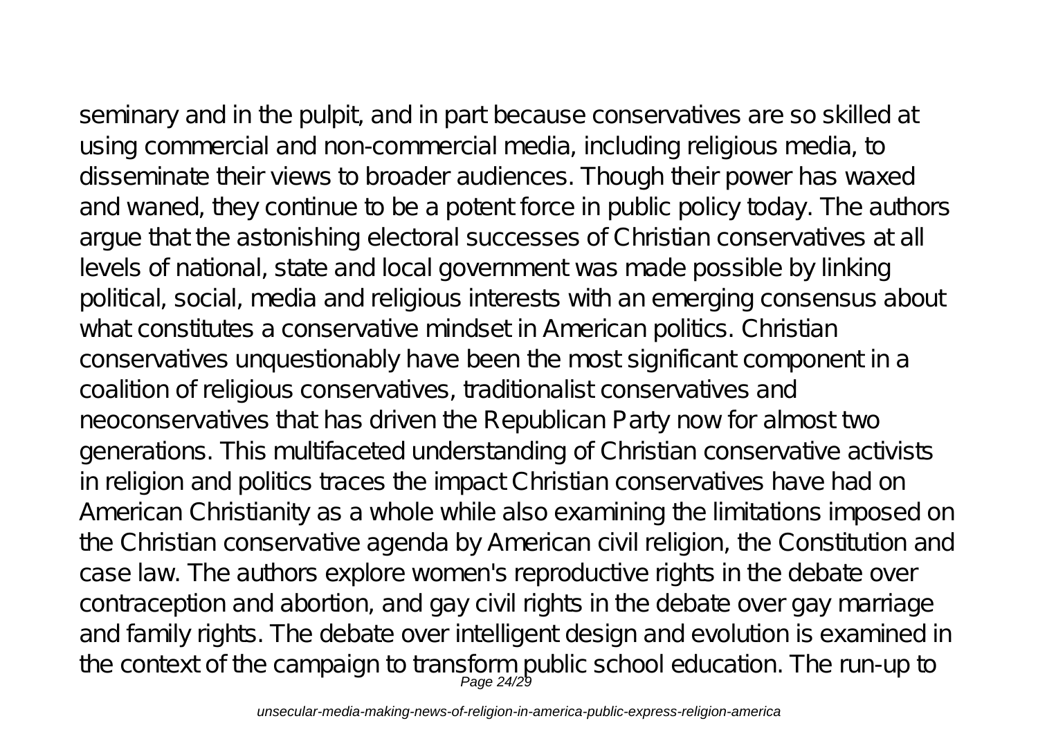seminary and in the pulpit, and in part because conservatives are so skilled at using commercial and non-commercial media, including religious media, to disseminate their views to broader audiences. Though their power has waxed and waned, they continue to be a potent force in public policy today. The authors argue that the astonishing electoral successes of Christian conservatives at all levels of national, state and local government was made possible by linking political, social, media and religious interests with an emerging consensus about what constitutes a conservative mindset in American politics. Christian conservatives unquestionably have been the most significant component in a coalition of religious conservatives, traditionalist conservatives and neoconservatives that has driven the Republican Party now for almost two generations. This multifaceted understanding of Christian conservative activists in religion and politics traces the impact Christian conservatives have had on American Christianity as a whole while also examining the limitations imposed on the Christian conservative agenda by American civil religion, the Constitution and case law. The authors explore women's reproductive rights in the debate over contraception and abortion, and gay civil rights in the debate over gay marriage and family rights. The debate over intelligent design and evolution is examined in the context of the campaign to transform public school education. The run-up to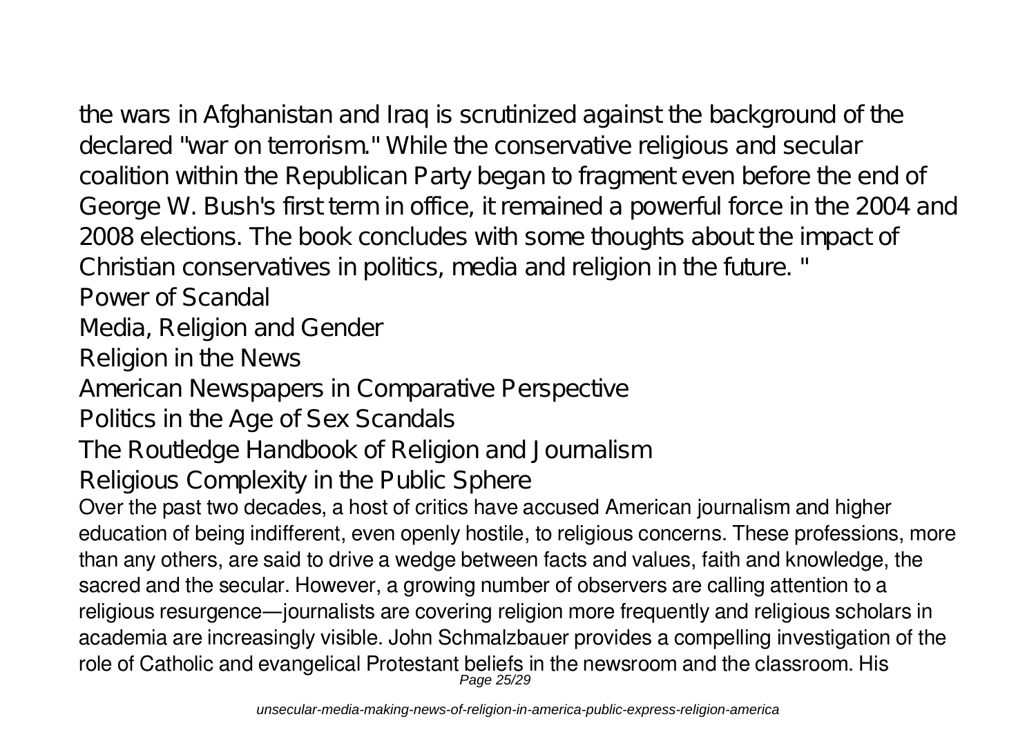the wars in Afghanistan and Iraq is scrutinized against the background of the declared "war on terrorism." While the conservative religious and secular coalition within the Republican Party began to fragment even before the end of George W. Bush's first term in office, it remained a powerful force in the 2004 and 2008 elections. The book concludes with some thoughts about the impact of Christian conservatives in politics, media and religion in the future. "

Power of Scandal

Media, Religion and Gender

Religion in the News

American Newspapers in Comparative Perspective

Politics in the Age of Sex Scandals

The Routledge Handbook of Religion and Journalism

Religious Complexity in the Public Sphere

Over the past two decades, a host of critics have accused American journalism and higher education of being indifferent, even openly hostile, to religious concerns. These professions, more than any others, are said to drive a wedge between facts and values, faith and knowledge, the sacred and the secular. However, a growing number of observers are calling attention to a religious resurgence—journalists are covering religion more frequently and religious scholars in academia are increasingly visible. John Schmalzbauer provides a compelling investigation of the role of Catholic and evangelical Protestant beliefs in the newsroom and the classroom. His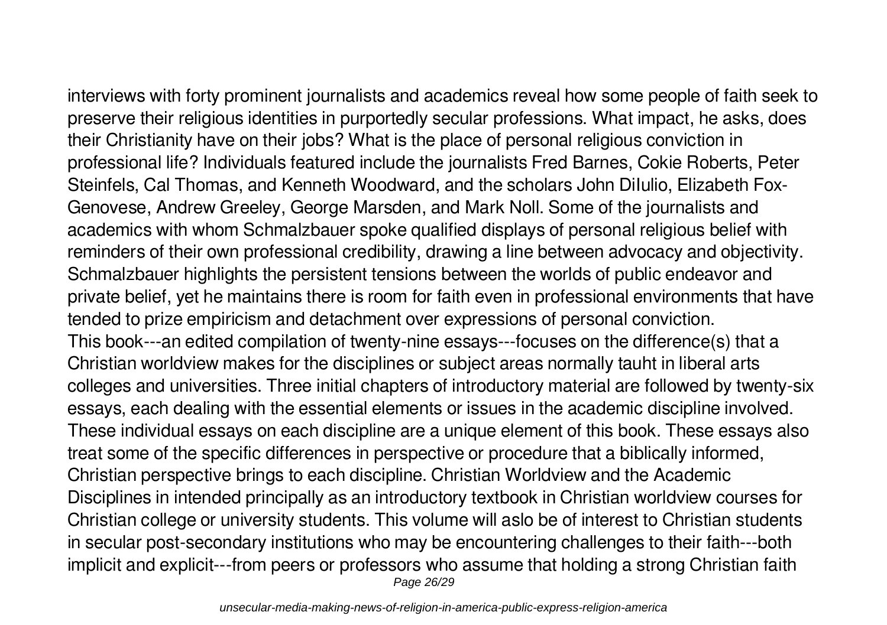interviews with forty prominent journalists and academics reveal how some people of faith seek to preserve their religious identities in purportedly secular professions. What impact, he asks, does their Christianity have on their jobs? What is the place of personal religious conviction in professional life? Individuals featured include the journalists Fred Barnes, Cokie Roberts, Peter Steinfels, Cal Thomas, and Kenneth Woodward, and the scholars John DiIulio, Elizabeth Fox-Genovese, Andrew Greeley, George Marsden, and Mark Noll. Some of the journalists and academics with whom Schmalzbauer spoke qualified displays of personal religious belief with reminders of their own professional credibility, drawing a line between advocacy and objectivity. Schmalzbauer highlights the persistent tensions between the worlds of public endeavor and private belief, yet he maintains there is room for faith even in professional environments that have tended to prize empiricism and detachment over expressions of personal conviction.

This book---an edited compilation of twenty-nine essays---focuses on the difference(s) that a Christian worldview makes for the disciplines or subject areas normally tauht in liberal arts colleges and universities. Three initial chapters of introductory material are followed by twenty-six essays, each dealing with the essential elements or issues in the academic discipline involved. These individual essays on each discipline are a unique element of this book. These essays also treat some of the specific differences in perspective or procedure that a biblically informed, Christian perspective brings to each discipline. Christian Worldview and the Academic Disciplines in intended principally as an introductory textbook in Christian worldview courses for Christian college or university students. This volume will aslo be of interest to Christian students in secular post-secondary institutions who may be encountering challenges to their faith---both implicit and explicit---from peers or professors who assume that holding a strong Christian faith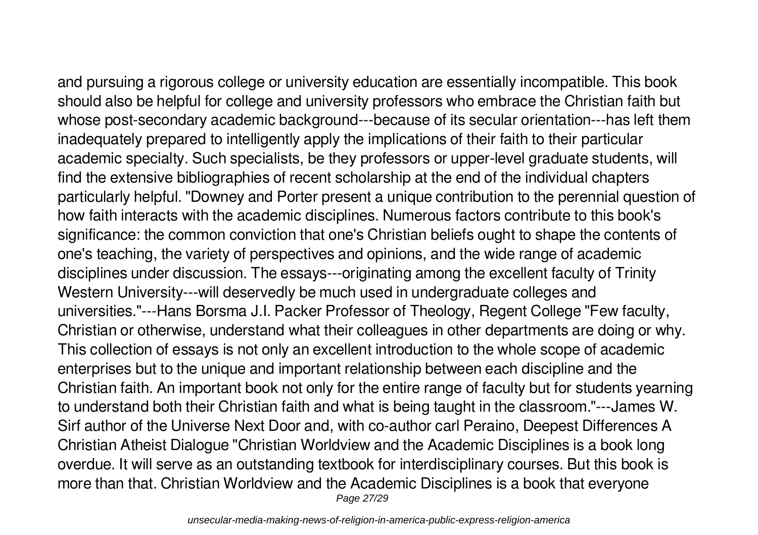and pursuing a rigorous college or university education are essentially incompatible. This book should also be helpful for college and university professors who embrace the Christian faith but whose post-secondary academic background---because of its secular orientation---has left them inadequately prepared to intelligently apply the implications of their faith to their particular academic specialty. Such specialists, be they professors or upper-level graduate students, will find the extensive bibliographies of recent scholarship at the end of the individual chapters particularly helpful. "Downey and Porter present a unique contribution to the perennial question of how faith interacts with the academic disciplines. Numerous factors contribute to this book's significance: the common conviction that one's Christian beliefs ought to shape the contents of one's teaching, the variety of perspectives and opinions, and the wide range of academic disciplines under discussion. The essays---originating among the excellent faculty of Trinity Western University---will deservedly be much used in undergraduate colleges and universities."---Hans Borsma J.I. Packer Professor of Theology, Regent College "Few faculty, Christian or otherwise, understand what their colleagues in other departments are doing or why. This collection of essays is not only an excellent introduction to the whole scope of academic enterprises but to the unique and important relationship between each discipline and the Christian faith. An important book not only for the entire range of faculty but for students yearning to understand both their Christian faith and what is being taught in the classroom."---James W. Sirf author of the Universe Next Door and, with co-author carl Peraino, Deepest Differences A Christian Atheist Dialogue "Christian Worldview and the Academic Disciplines is a book long overdue. It will serve as an outstanding textbook for interdisciplinary courses. But this book is more than that. Christian Worldview and the Academic Disciplines is a book that everyone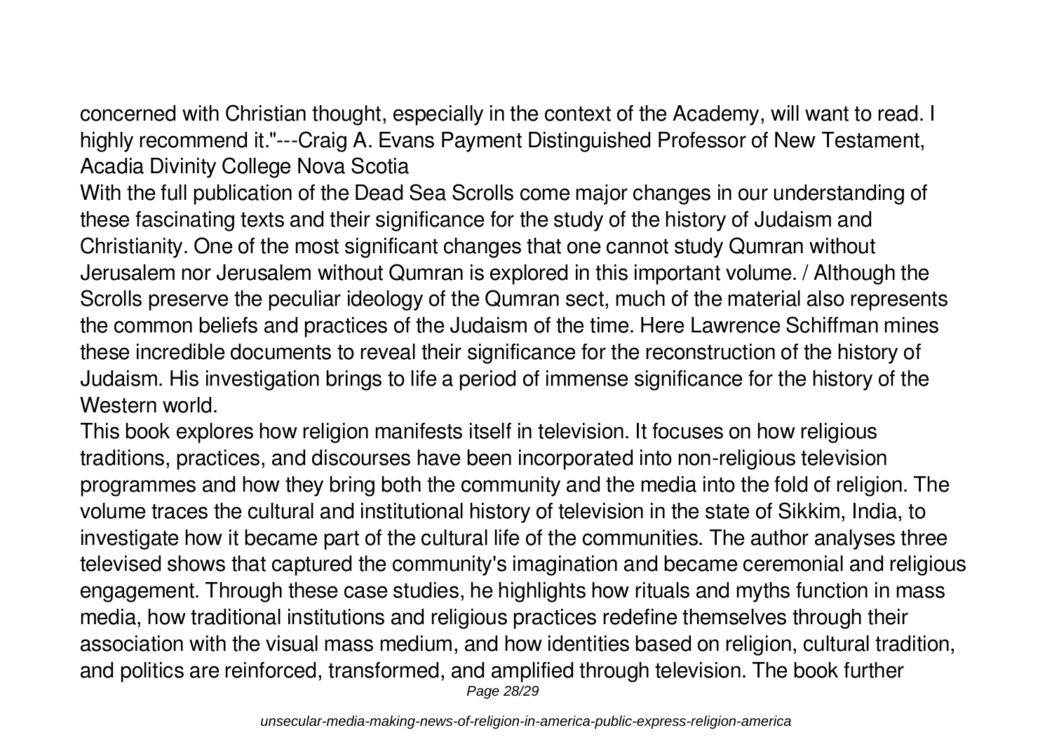concerned with Christian thought, especially in the context of the Academy, will want to read. I highly recommend it."---Craig A. Evans Payment Distinguished Professor of New Testament, Acadia Divinity College Nova Scotia

With the full publication of the Dead Sea Scrolls come major changes in our understanding of these fascinating texts and their significance for the study of the history of Judaism and Christianity. One of the most significant changes that one cannot study Qumran without Jerusalem nor Jerusalem without Qumran is explored in this important volume. / Although the Scrolls preserve the peculiar ideology of the Qumran sect, much of the material also represents the common beliefs and practices of the Judaism of the time. Here Lawrence Schiffman mines these incredible documents to reveal their significance for the reconstruction of the history of Judaism. His investigation brings to life a period of immense significance for the history of the Western world.

This book explores how religion manifests itself in television. It focuses on how religious traditions, practices, and discourses have been incorporated into non-religious television programmes and how they bring both the community and the media into the fold of religion. The volume traces the cultural and institutional history of television in the state of Sikkim, India, to investigate how it became part of the cultural life of the communities. The author analyses three televised shows that captured the community's imagination and became ceremonial and religious engagement. Through these case studies, he highlights how rituals and myths function in mass media, how traditional institutions and religious practices redefine themselves through their association with the visual mass medium, and how identities based on religion, cultural tradition, and politics are reinforced, transformed, and amplified through television. The book further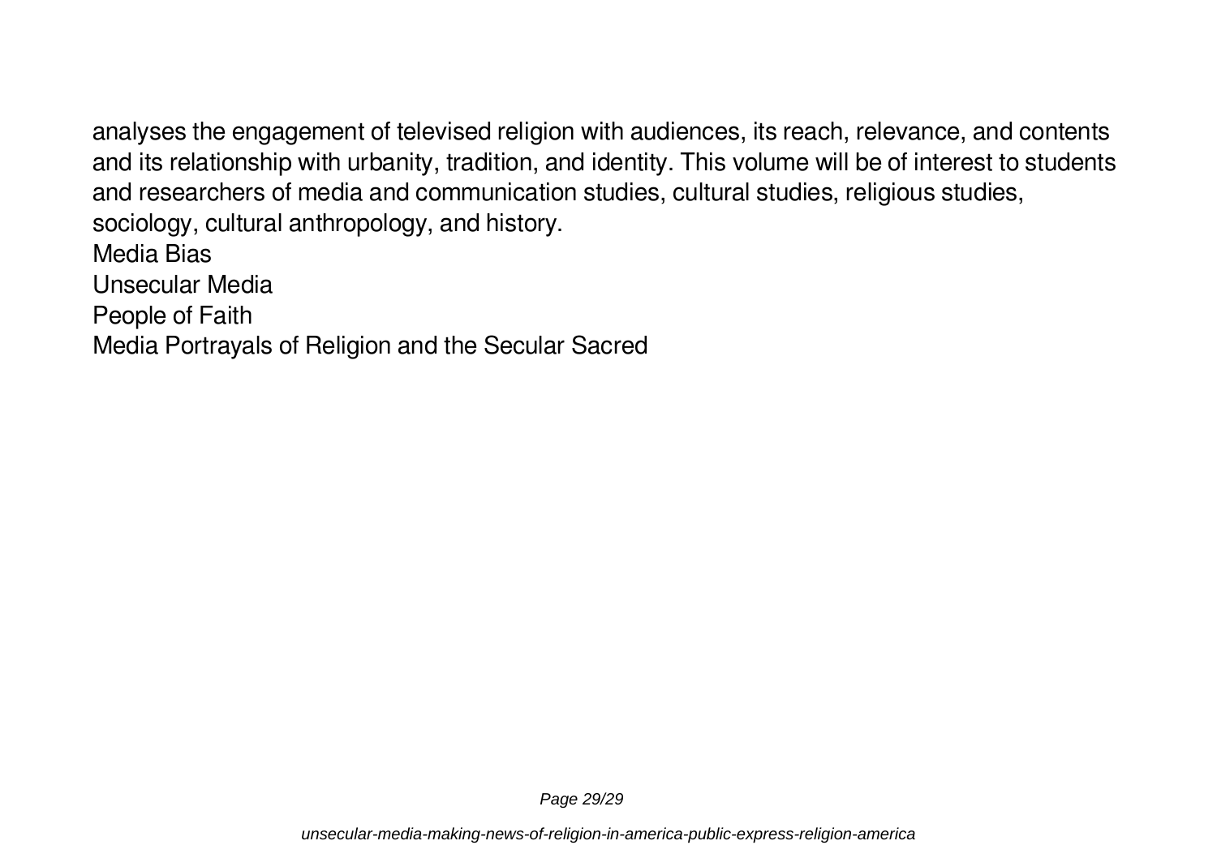analyses the engagement of televised religion with audiences, its reach, relevance, and contents and its relationship with urbanity, tradition, and identity. This volume will be of interest to students and researchers of media and communication studies, cultural studies, religious studies, sociology, cultural anthropology, and history.

Media Bias

Unsecular Media

People of Faith

Media Portrayals of Religion and the Secular Sacred